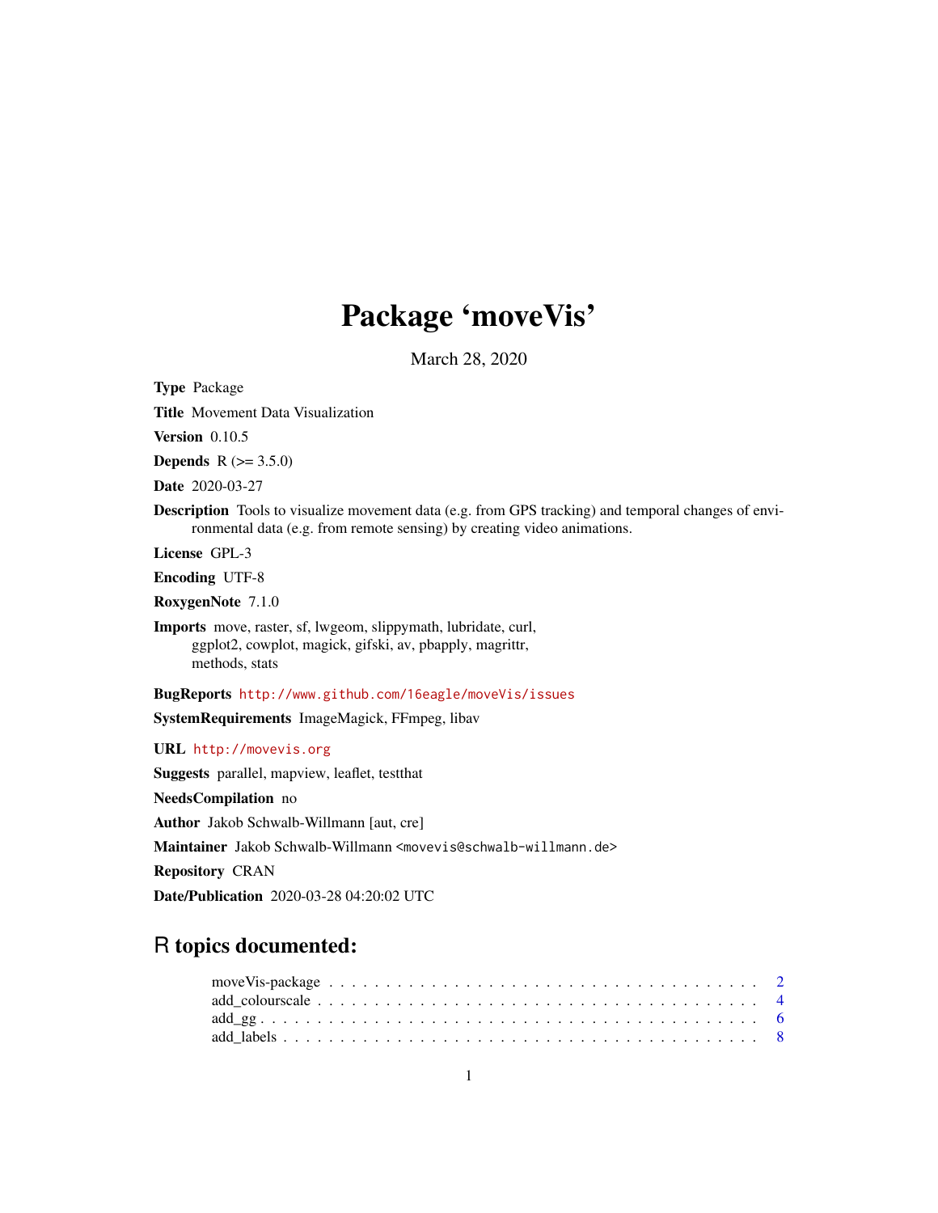# Package 'moveVis'

March 28, 2020

**Type** Package

**Title** Movement Data Visualization

**Version** 0.10.5

**Depends** R (>= 3.5.0)

**Date** 2020-03-27

**Description** Tools to visualize movement data (e.g. from GPS tracking) and temporal changes of environmental data (e.g. from remote sensing) by creating video animations.

**License** GPL-3

**Encoding** UTF-8

**RoxygenNote** 7.1.0

**Imports** move, raster, sf, lwgeom, slippymath, lubridate, curl, ggplot2, cowplot, magick, gifski, av, pbapply, magrittr, methods, stats

**BugReports** http://www.github.com/16eagle/moveVis/issues

**SystemRequirements** ImageMagick, FFmpeg, libav

**URL** http://movevis.org

**Suggests** parallel, mapview, leaflet, testthat

**NeedsCompilation** no

**Author** Jakob Schwalb-Willmann [aut, cre]

**Maintainer** Jakob Schwalb-Willmann <movevis@schwalb-willmann.de>

**Repository** CRAN

**Date/Publication** 2020-03-28 04:20:02 UTC

## R topics documented:

moveVis-package . . . . . . . . . . . . . . . . . . . . . . . . . . . . . . . . . . . . . 2
add_colourscale . . . . . . . . . . . . . . . . . . . . . . . . . . . . . . . . . . . . . 4
add_gg . . . . . . . . . . . . . . . . . . . . . . . . . . . . . . . . . . . . . . . . . . 6
add_labels . . . . . . . . . . . . . . . . . . . . . . . . . . . . . . . . . . . . . . . . 8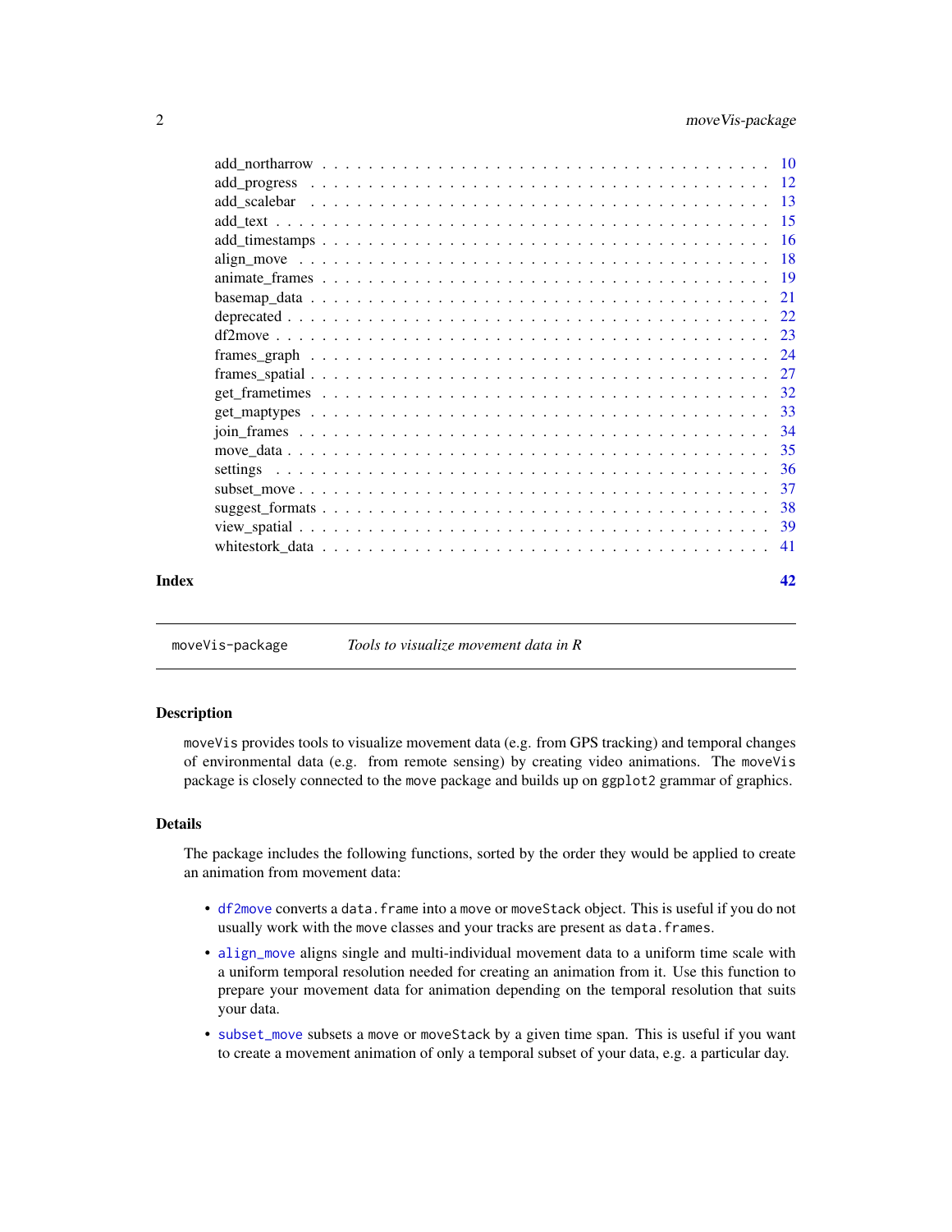add_northarrow . . . . . . . . . . . . . . . . . . . . . . . . . . . . . . . . . . . . . 10
add_progress . . . . . . . . . . . . . . . . . . . . . . . . . . . . . . . . . . . . . . 12
add_scalebar . . . . . . . . . . . . . . . . . . . . . . . . . . . . . . . . . . . . . . 13
add_text . . . . . . . . . . . . . . . . . . . . . . . . . . . . . . . . . . . . . . . . 15
add_timestamps . . . . . . . . . . . . . . . . . . . . . . . . . . . . . . . . . . . . . 16
align_move . . . . . . . . . . . . . . . . . . . . . . . . . . . . . . . . . . . . . . . 18
animate_frames . . . . . . . . . . . . . . . . . . . . . . . . . . . . . . . . . . . . . 19
basemap_data . . . . . . . . . . . . . . . . . . . . . . . . . . . . . . . . . . . . . . 21
deprecated . . . . . . . . . . . . . . . . . . . . . . . . . . . . . . . . . . . . . . . 22
df2move . . . . . . . . . . . . . . . . . . . . . . . . . . . . . . . . . . . . . . . . . 23
frames_graph . . . . . . . . . . . . . . . . . . . . . . . . . . . . . . . . . . . . . . 24
frames_spatial . . . . . . . . . . . . . . . . . . . . . . . . . . . . . . . . . . . . . 27
get_frametimes . . . . . . . . . . . . . . . . . . . . . . . . . . . . . . . . . . . . . 32
get_maptypes . . . . . . . . . . . . . . . . . . . . . . . . . . . . . . . . . . . . . . 33
join_frames . . . . . . . . . . . . . . . . . . . . . . . . . . . . . . . . . . . . . . . 34
move_data . . . . . . . . . . . . . . . . . . . . . . . . . . . . . . . . . . . . . . . . 35
settings . . . . . . . . . . . . . . . . . . . . . . . . . . . . . . . . . . . . . . . . 36
subset_move . . . . . . . . . . . . . . . . . . . . . . . . . . . . . . . . . . . . . . . 37
suggest_formats . . . . . . . . . . . . . . . . . . . . . . . . . . . . . . . . . . . . . 38
view_spatial . . . . . . . . . . . . . . . . . . . . . . . . . . . . . . . . . . . . . . . 39
whitestork_data . . . . . . . . . . . . . . . . . . . . . . . . . . . . . . . . . . . . . 41

**Index** **42**

---

`moveVis-package` *Tools to visualize movement data in R*

---

### Description

`moveVis` provides tools to visualize movement data (e.g. from GPS tracking) and temporal changes of environmental data (e.g. from remote sensing) by creating video animations. The `moveVis` package is closely connected to the `move` package and builds up on `ggplot2` grammar of graphics.

### Details

The package includes the following functions, sorted by the order they would be applied to create an animation from movement data:

- `df2move` converts a `data.frame` into a `move` or `moveStack` object. This is useful if you do not usually work with the `move` classes and your tracks are present as `data.frames`.
- `align_move` aligns single and multi-individual movement data to a uniform time scale with a uniform temporal resolution needed for creating an animation from it. Use this function to prepare your movement data for animation depending on the temporal resolution that suits your data.
- `subset_move` subsets a `move` or `moveStack` by a given time span. This is useful if you want to create a movement animation of only a temporal subset of your data, e.g. a particular day.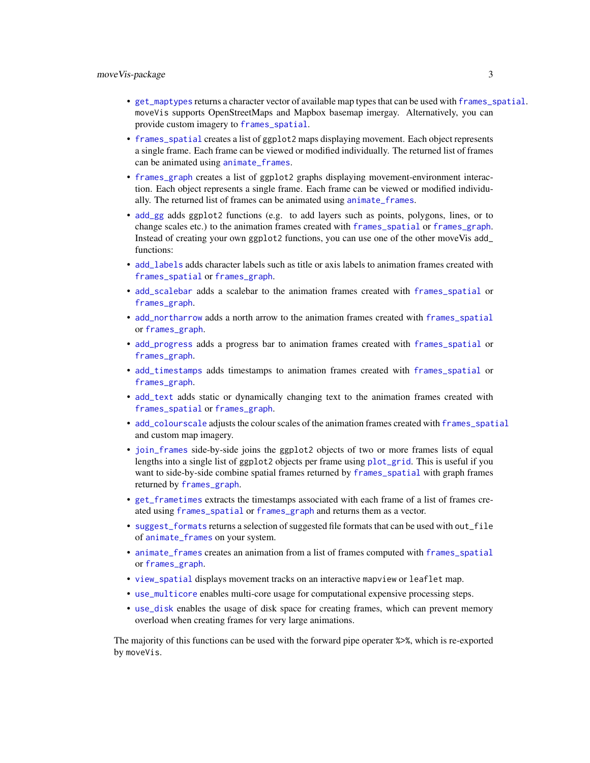- get_maptypes returns a character vector of available map types that can be used with frames_spatial. moveVis supports OpenStreetMaps and Mapbox basemap imergay. Alternatively, you can provide custom imagery to frames_spatial.
- frames_spatial creates a list of ggplot2 maps displaying movement. Each object represents a single frame. Each frame can be viewed or modified individually. The returned list of frames can be animated using animate_frames.
- frames_graph creates a list of ggplot2 graphs displaying movement-environment interaction. Each object represents a single frame. Each frame can be viewed or modified individually. The returned list of frames can be animated using animate_frames.
- add_gg adds ggplot2 functions (e.g. to add layers such as points, polygons, lines, or to change scales etc.) to the animation frames created with frames_spatial or frames_graph. Instead of creating your own ggplot2 functions, you can use one of the other moveVis add_ functions:
- add_labels adds character labels such as title or axis labels to animation frames created with frames_spatial or frames_graph.
- add_scalebar adds a scalebar to the animation frames created with frames_spatial or frames_graph.
- add_northarrow adds a north arrow to the animation frames created with frames_spatial or frames_graph.
- add_progress adds a progress bar to animation frames created with frames_spatial or frames_graph.
- add_timestamps adds timestamps to animation frames created with frames_spatial or frames_graph.
- add_text adds static or dynamically changing text to the animation frames created with frames_spatial or frames_graph.
- add_colourscale adjusts the colour scales of the animation frames created with frames_spatial and custom map imagery.
- join_frames side-by-side joins the ggplot2 objects of two or more frames lists of equal lengths into a single list of ggplot2 objects per frame using plot_grid. This is useful if you want to side-by-side combine spatial frames returned by frames_spatial with graph frames returned by frames_graph.
- get_frametimes extracts the timestamps associated with each frame of a list of frames created using frames_spatial or frames_graph and returns them as a vector.
- suggest_formats returns a selection of suggested file formats that can be used with out_file of animate_frames on your system.
- animate_frames creates an animation from a list of frames computed with frames_spatial or frames_graph.
- view_spatial displays movement tracks on an interactive mapview or leaflet map.
- use_multicore enables multi-core usage for computational expensive processing steps.
- use_disk enables the usage of disk space for creating frames, which can prevent memory overload when creating frames for very large animations.

The majority of this functions can be used with the forward pipe operater %>%, which is re-exported by moveVis.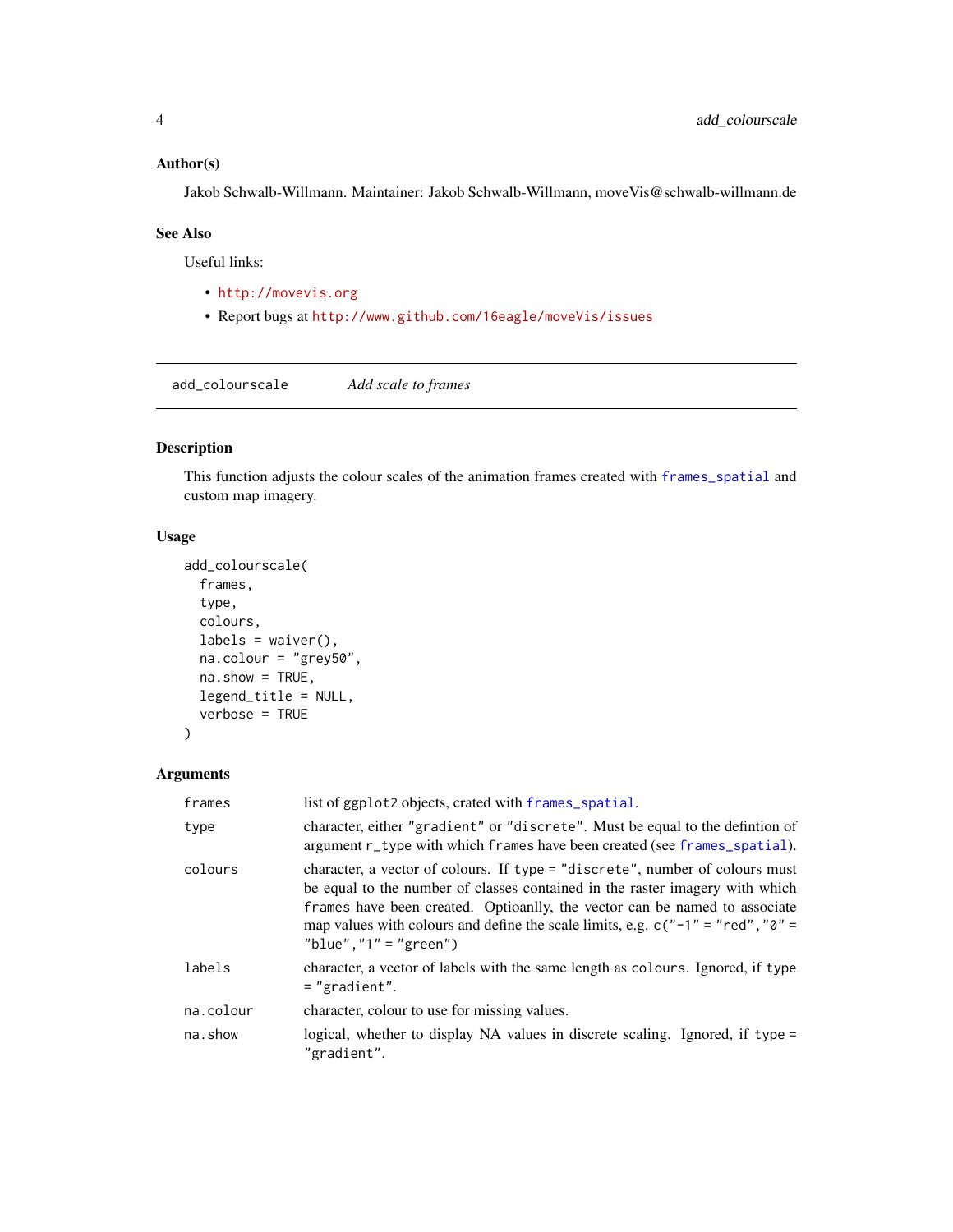### Author(s)

Jakob Schwalb-Willmann. Maintainer: Jakob Schwalb-Willmann, moveVis@schwalb-willmann.de

### See Also

Useful links:

- http://movevis.org
- Report bugs at http://www.github.com/16eagle/moveVis/issues

---

## add_colourscale    *Add scale to frames*

### Description

This function adjusts the colour scales of the animation frames created with `frames_spatial` and custom map imagery.

### Usage

```
add_colourscale(
  frames,
  type,
  colours,
  labels = waiver(),
  na.colour = "grey50",
  na.show = TRUE,
  legend_title = NULL,
  verbose = TRUE
)
```

### Arguments

| | |
|---|---|
| `frames` | list of `ggplot2` objects, crated with `frames_spatial`. |
| `type` | character, either `"gradient"` or `"discrete"`. Must be equal to the defintion of argument `r_type` with which `frames` have been created (see `frames_spatial`). |
| `colours` | character, a vector of colours. If `type = "discrete"`, number of colours must be equal to the number of classes contained in the raster imagery with which `frames` have been created. Optioanlly, the vector can be named to associate map values with colours and define the scale limits, e.g. `c("-1" = "red","0" = "blue","1" = "green")` |
| `labels` | character, a vector of labels with the same length as `colours`. Ignored, if `type = "gradient"`. |
| `na.colour` | character, colour to use for missing values. |
| `na.show` | logical, whether to display NA values in discrete scaling. Ignored, if `type = "gradient"`. |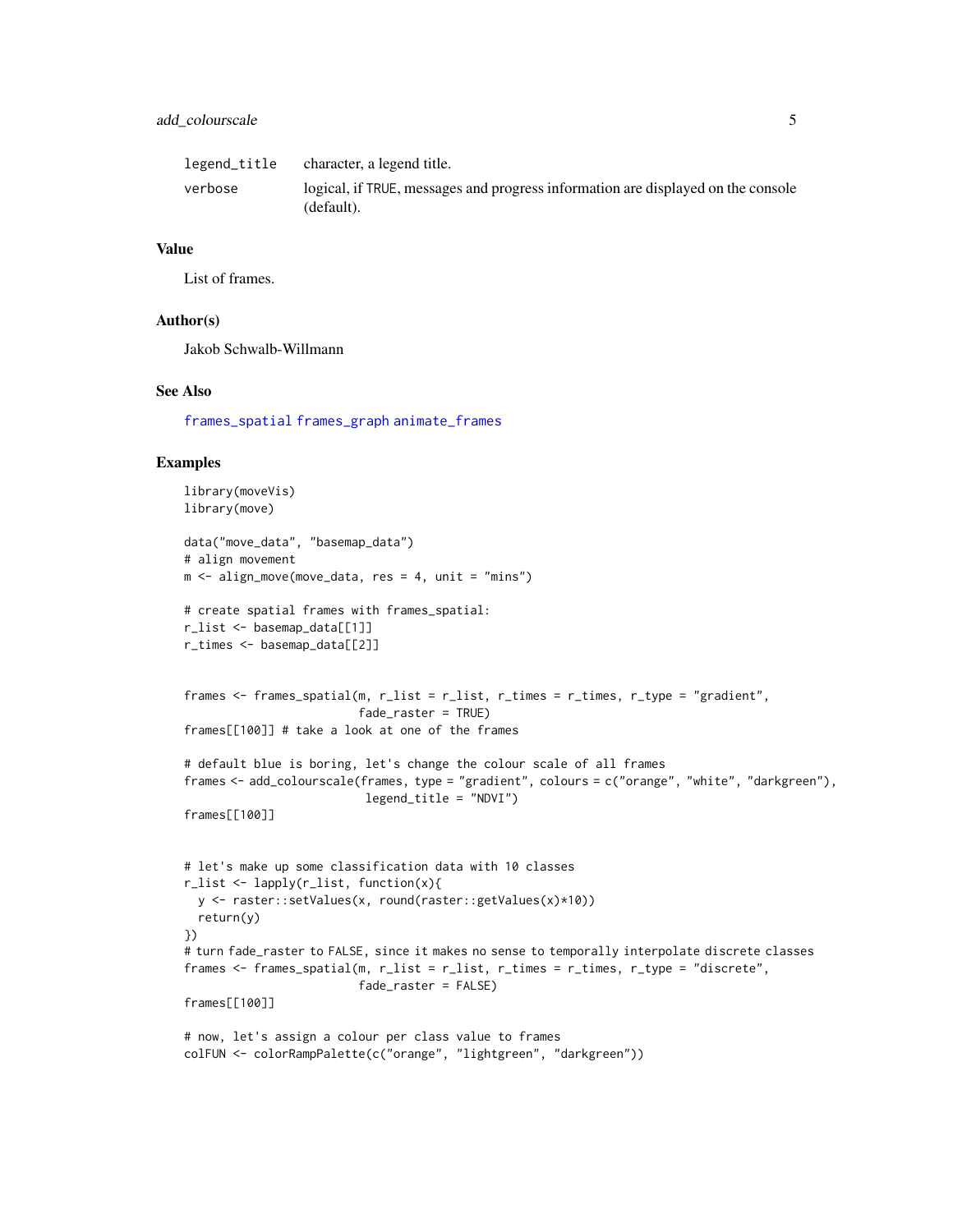| | |
|---|---|
| legend_title | character, a legend title. |
| verbose | logical, if TRUE, messages and progress information are displayed on the console (default). |

## Value

List of frames.

## Author(s)

Jakob Schwalb-Willmann

## See Also

frames_spatial frames_graph animate_frames

## Examples

```
library(moveVis)
library(move)

data("move_data", "basemap_data")
# align movement
m <- align_move(move_data, res = 4, unit = "mins")

# create spatial frames with frames_spatial:
r_list <- basemap_data[[1]]
r_times <- basemap_data[[2]]


frames <- frames_spatial(m, r_list = r_list, r_times = r_times, r_type = "gradient",
                         fade_raster = TRUE)
frames[[100]] # take a look at one of the frames

# default blue is boring, let's change the colour scale of all frames
frames <- add_colourscale(frames, type = "gradient", colours = c("orange", "white", "darkgreen"),
                          legend_title = "NDVI")
frames[[100]]


# let's make up some classification data with 10 classes
r_list <- lapply(r_list, function(x){
  y <- raster::setValues(x, round(raster::getValues(x)*10))
  return(y)
})
# turn fade_raster to FALSE, since it makes no sense to temporally interpolate discrete classes
frames <- frames_spatial(m, r_list = r_list, r_times = r_times, r_type = "discrete",
                         fade_raster = FALSE)
frames[[100]]

# now, let's assign a colour per class value to frames
colFUN <- colorRampPalette(c("orange", "lightgreen", "darkgreen"))
```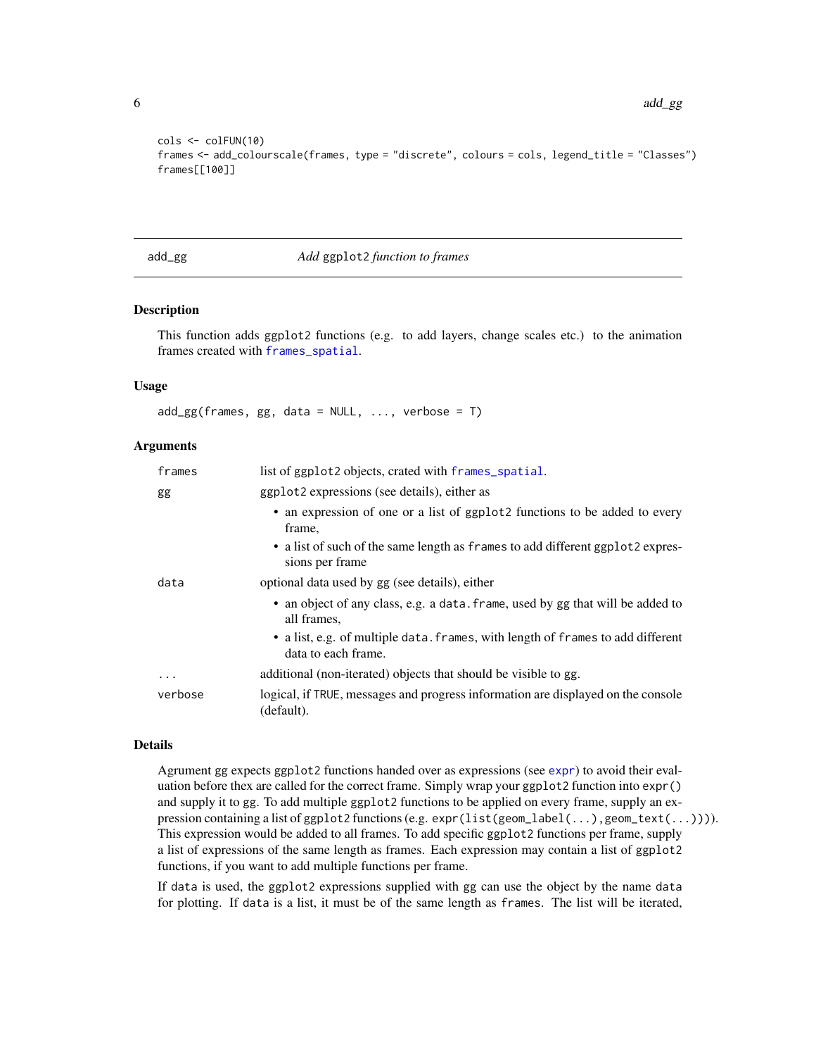```
cols <- colFUN(10)
frames <- add_colourscale(frames, type = "discrete", colours = cols, legend_title = "Classes")
frames[[100]]
```

---

## add_gg — *Add* ggplot2 *function to frames*

---

### Description

This function adds ggplot2 functions (e.g. to add layers, change scales etc.) to the animation frames created with frames_spatial.

### Usage

```
add_gg(frames, gg, data = NULL, ..., verbose = T)
```

### Arguments

| | |
|---|---|
| frames | list of ggplot2 objects, crated with frames_spatial. |
| gg | ggplot2 expressions (see details), either as<br>• an expression of one or a list of ggplot2 functions to be added to every frame,<br>• a list of such of the same length as frames to add different ggplot2 expressions per frame |
| data | optional data used by gg (see details), either<br>• an object of any class, e.g. a data.frame, used by gg that will be added to all frames,<br>• a list, e.g. of multiple data.frames, with length of frames to add different data to each frame. |
| ... | additional (non-iterated) objects that should be visible to gg. |
| verbose | logical, if TRUE, messages and progress information are displayed on the console (default). |

### Details

Agrument gg expects ggplot2 functions handed over as expressions (see expr) to avoid their evaluation before thex are called for the correct frame. Simply wrap your ggplot2 function into expr() and supply it to gg. To add multiple ggplot2 functions to be applied on every frame, supply an expression containing a list of ggplot2 functions (e.g. expr(list(geom_label(...),geom_text(...)))). This expression would be added to all frames. To add specific ggplot2 functions per frame, supply a list of expressions of the same length as frames. Each expression may contain a list of ggplot2 functions, if you want to add multiple functions per frame.

If data is used, the ggplot2 expressions supplied with gg can use the object by the name data for plotting. If data is a list, it must be of the same length as frames. The list will be iterated,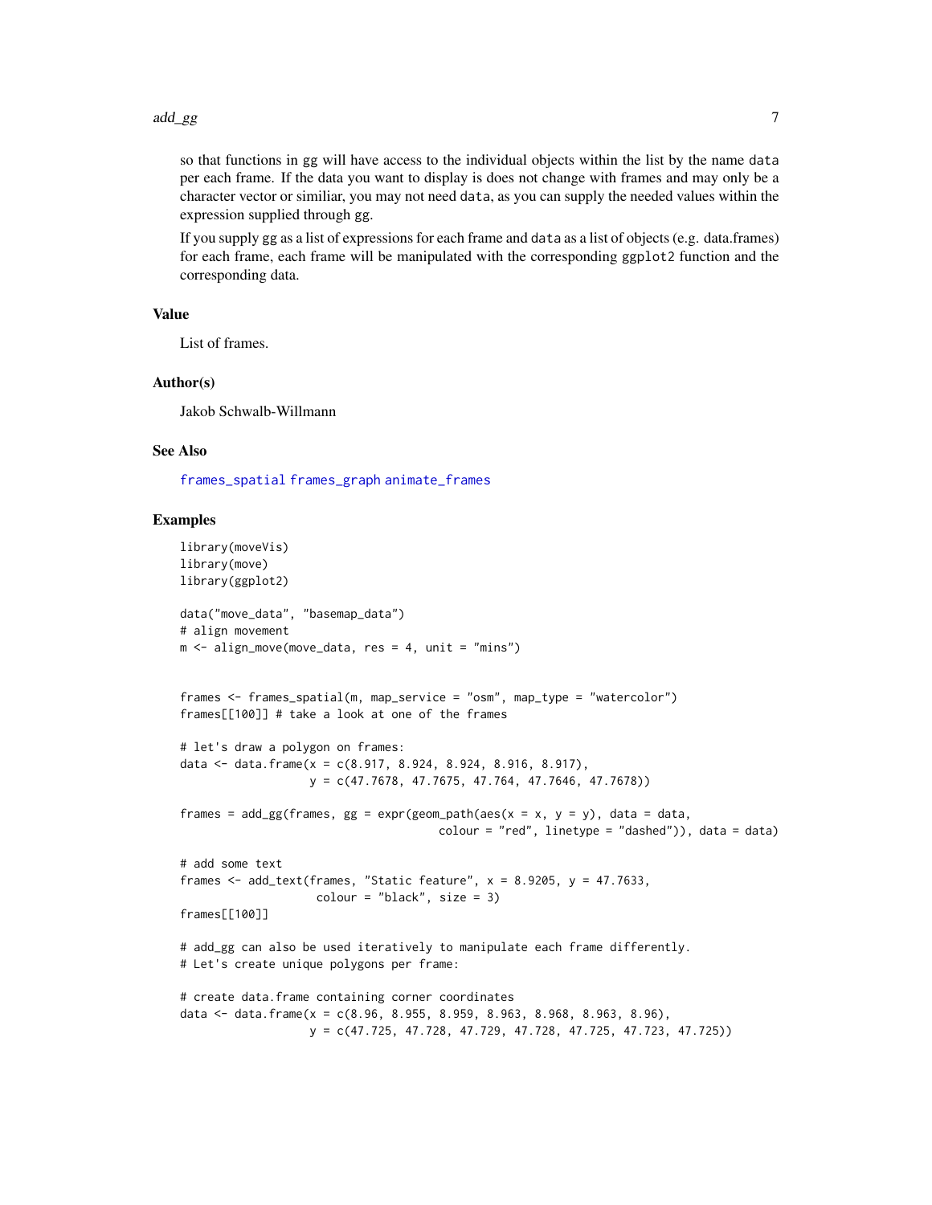so that functions in gg will have access to the individual objects within the list by the name `data` per each frame. If the data you want to display is does not change with frames and may only be a character vector or similiar, you may not need `data`, as you can supply the needed values within the expression supplied through gg.

If you supply gg as a list of expressions for each frame and `data` as a list of objects (e.g. data.frames) for each frame, each frame will be manipulated with the corresponding `ggplot2` function and the corresponding data.

### Value

List of frames.

### Author(s)

Jakob Schwalb-Willmann

### See Also

`frames_spatial` `frames_graph` `animate_frames`

### Examples

```
library(moveVis)
library(move)
library(ggplot2)

data("move_data", "basemap_data")
# align movement
m <- align_move(move_data, res = 4, unit = "mins")


frames <- frames_spatial(m, map_service = "osm", map_type = "watercolor")
frames[[100]] # take a look at one of the frames

# let's draw a polygon on frames:
data <- data.frame(x = c(8.917, 8.924, 8.924, 8.916, 8.917),
                   y = c(47.7678, 47.7675, 47.764, 47.7646, 47.7678))

frames = add_gg(frames, gg = expr(geom_path(aes(x = x, y = y), data = data,
                                   colour = "red", linetype = "dashed")), data = data)

# add some text
frames <- add_text(frames, "Static feature", x = 8.9205, y = 47.7633,
                   colour = "black", size = 3)
frames[[100]]

# add_gg can also be used iteratively to manipulate each frame differently.
# Let's create unique polygons per frame:

# create data.frame containing corner coordinates
data <- data.frame(x = c(8.96, 8.955, 8.959, 8.963, 8.968, 8.963, 8.96),
                   y = c(47.725, 47.728, 47.729, 47.728, 47.725, 47.723, 47.725))
```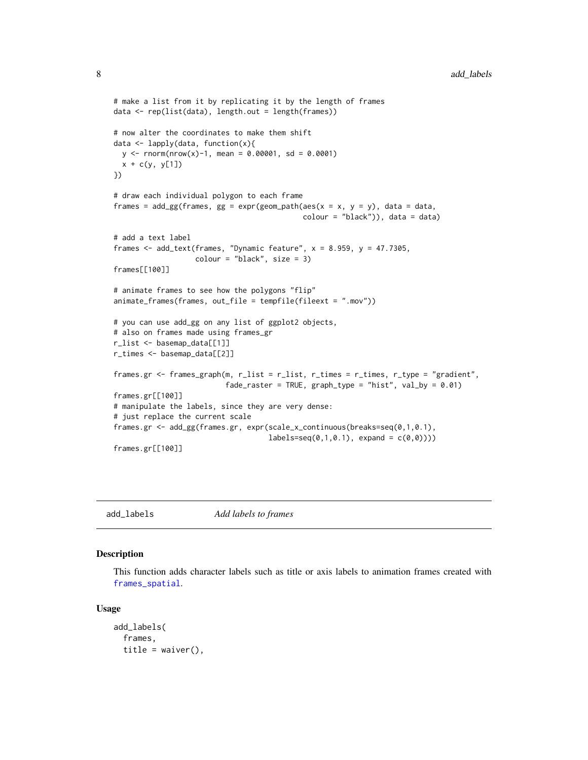```
# make a list from it by replicating it by the length of frames
data <- rep(list(data), length.out = length(frames))

# now alter the coordinates to make them shift
data <- lapply(data, function(x){
  y <- rnorm(nrow(x)-1, mean = 0.00001, sd = 0.0001)
  x + c(y, y[1])
})

# draw each individual polygon to each frame
frames = add_gg(frames, gg = expr(geom_path(aes(x = x, y = y), data = data,
                                            colour = "black")), data = data)

# add a text label
frames <- add_text(frames, "Dynamic feature", x = 8.959, y = 47.7305,
                   colour = "black", size = 3)
frames[[100]]

# animate frames to see how the polygons "flip"
animate_frames(frames, out_file = tempfile(fileext = ".mov"))

# you can use add_gg on any list of ggplot2 objects,
# also on frames made using frames_gr
r_list <- basemap_data[[1]]
r_times <- basemap_data[[2]]

frames.gr <- frames_graph(m, r_list = r_list, r_times = r_times, r_type = "gradient",
                          fade_raster = TRUE, graph_type = "hist", val_by = 0.01)
frames.gr[[100]]
# manipulate the labels, since they are very dense:
# just replace the current scale
frames.gr <- add_gg(frames.gr, expr(scale_x_continuous(breaks=seq(0,1,0.1),
                                    labels=seq(0,1,0.1), expand = c(0,0))))
frames.gr[[100]]
```

## add_labels *Add labels to frames*

### Description

This function adds character labels such as title or axis labels to animation frames created with `frames_spatial`.

### Usage

```
add_labels(
  frames,
  title = waiver(),
```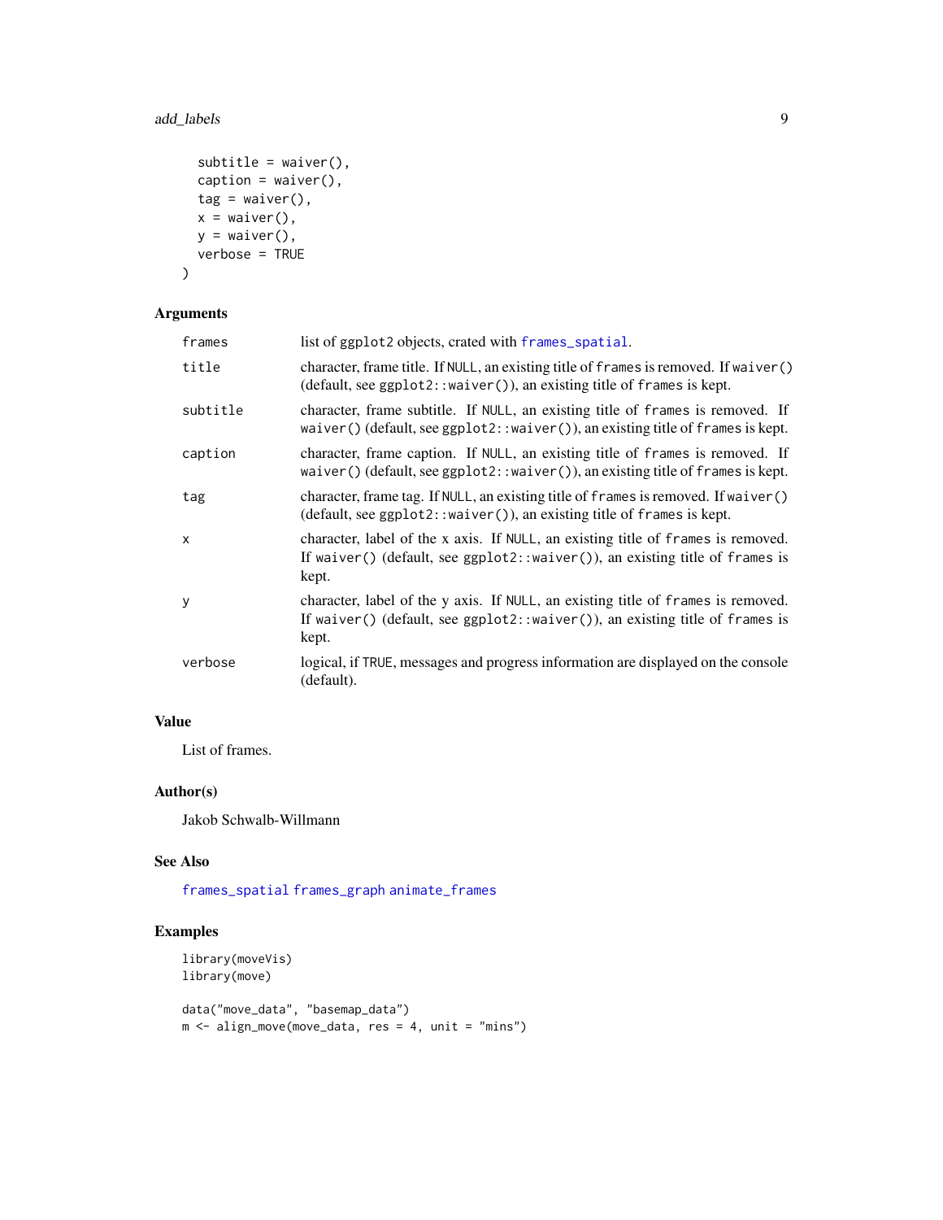```
  subtitle = waiver(),
  caption = waiver(),
  tag = waiver(),
  x = waiver(),
  y = waiver(),
  verbose = TRUE
)
```

### Arguments

| | |
|---|---|
| `frames` | list of ggplot2 objects, crated with `frames_spatial`. |
| `title` | character, frame title. If `NULL`, an existing title of `frames` is removed. If `waiver()` (default, see `ggplot2::waiver()`), an existing title of `frames` is kept. |
| `subtitle` | character, frame subtitle. If `NULL`, an existing title of `frames` is removed. If `waiver()` (default, see `ggplot2::waiver()`), an existing title of `frames` is kept. |
| `caption` | character, frame caption. If `NULL`, an existing title of `frames` is removed. If `waiver()` (default, see `ggplot2::waiver()`), an existing title of `frames` is kept. |
| `tag` | character, frame tag. If `NULL`, an existing title of `frames` is removed. If `waiver()` (default, see `ggplot2::waiver()`), an existing title of `frames` is kept. |
| `x` | character, label of the x axis. If `NULL`, an existing title of `frames` is removed. If `waiver()` (default, see `ggplot2::waiver()`), an existing title of `frames` is kept. |
| `y` | character, label of the y axis. If `NULL`, an existing title of `frames` is removed. If `waiver()` (default, see `ggplot2::waiver()`), an existing title of `frames` is kept. |
| `verbose` | logical, if `TRUE`, messages and progress information are displayed on the console (default). |

### Value

List of frames.

### Author(s)

Jakob Schwalb-Willmann

### See Also

`frames_spatial` `frames_graph` `animate_frames`

### Examples

```
library(moveVis)
library(move)

data("move_data", "basemap_data")
m <- align_move(move_data, res = 4, unit = "mins")
```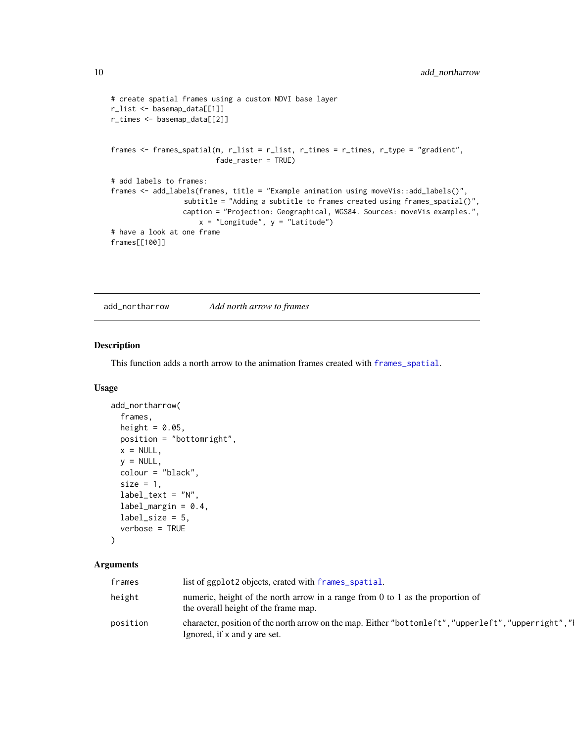```
# create spatial frames using a custom NDVI base layer
r_list <- basemap_data[[1]]
r_times <- basemap_data[[2]]


frames <- frames_spatial(m, r_list = r_list, r_times = r_times, r_type = "gradient",
                         fade_raster = TRUE)

# add labels to frames:
frames <- add_labels(frames, title = "Example animation using moveVis::add_labels()",
                  subtitle = "Adding a subtitle to frames created using frames_spatial()",
                  caption = "Projection: Geographical, WGS84. Sources: moveVis examples.",
                      x = "Longitude", y = "Latitude")
# have a look at one frame
frames[[100]]
```

## add_northarrow — *Add north arrow to frames*

### Description

This function adds a north arrow to the animation frames created with `frames_spatial`.

### Usage

```
add_northarrow(
  frames,
  height = 0.05,
  position = "bottomright",
  x = NULL,
  y = NULL,
  colour = "black",
  size = 1,
  label_text = "N",
  label_margin = 0.4,
  label_size = 5,
  verbose = TRUE
)
```

### Arguments

| | |
|---|---|
| `frames` | list of `ggplot2` objects, crated with `frames_spatial`. |
| `height` | numeric, height of the north arrow in a range from 0 to 1 as the proportion of the overall height of the frame map. |
| `position` | character, position of the north arrow on the map. Either `"bottomleft"`, `"upperleft"`, `"upperright"`, `"b` Ignored, if `x` and `y` are set. |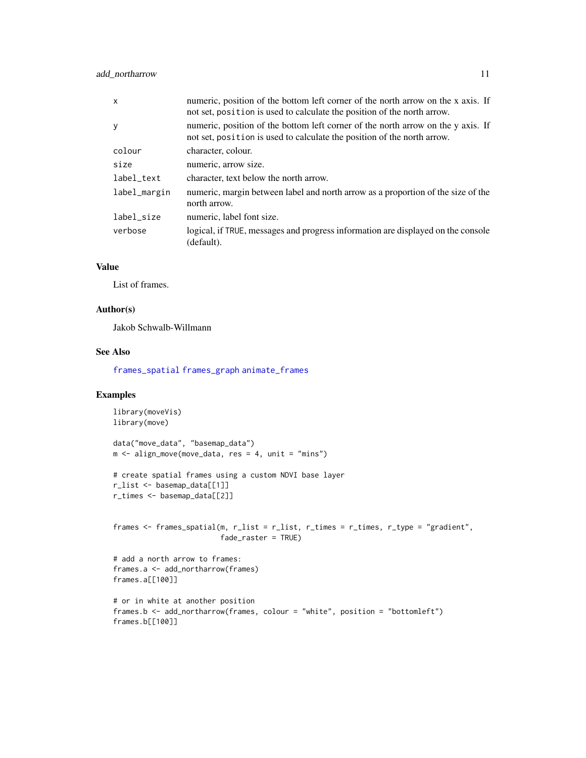| | |
|---|---|
| x | numeric, position of the bottom left corner of the north arrow on the x axis. If not set, position is used to calculate the position of the north arrow. |
| y | numeric, position of the bottom left corner of the north arrow on the y axis. If not set, position is used to calculate the position of the north arrow. |
| colour | character, colour. |
| size | numeric, arrow size. |
| label_text | character, text below the north arrow. |
| label_margin | numeric, margin between label and north arrow as a proportion of the size of the north arrow. |
| label_size | numeric, label font size. |
| verbose | logical, if TRUE, messages and progress information are displayed on the console (default). |

## Value

List of frames.

## Author(s)

Jakob Schwalb-Willmann

## See Also

frames_spatial frames_graph animate_frames

## Examples

```
library(moveVis)
library(move)

data("move_data", "basemap_data")
m <- align_move(move_data, res = 4, unit = "mins")

# create spatial frames using a custom NDVI base layer
r_list <- basemap_data[[1]]
r_times <- basemap_data[[2]]


frames <- frames_spatial(m, r_list = r_list, r_times = r_times, r_type = "gradient",
                         fade_raster = TRUE)

# add a north arrow to frames:
frames.a <- add_northarrow(frames)
frames.a[[100]]

# or in white at another position
frames.b <- add_northarrow(frames, colour = "white", position = "bottomleft")
frames.b[[100]]
```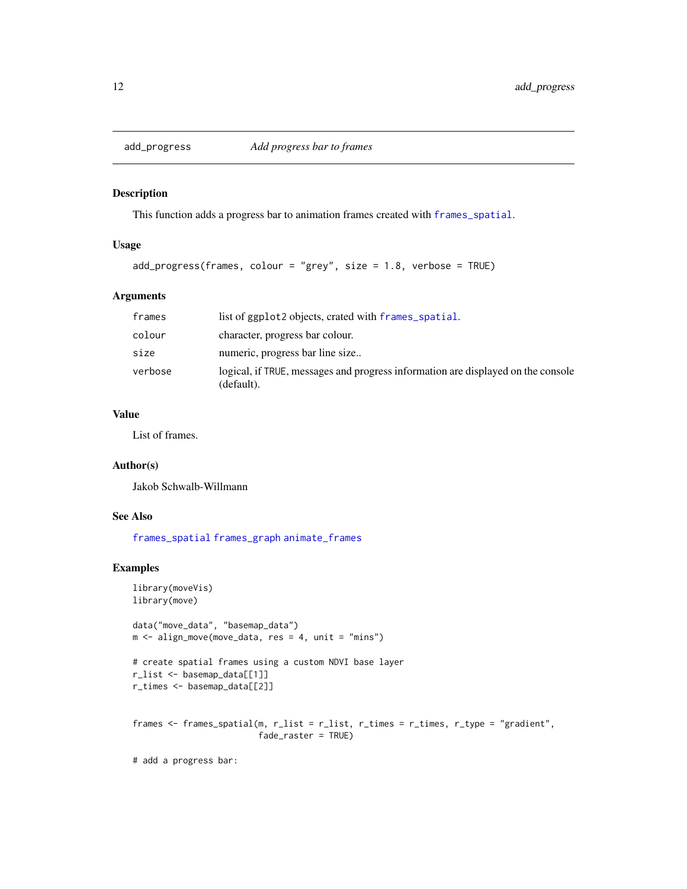# add_progress — *Add progress bar to frames*

## Description

This function adds a progress bar to animation frames created with `frames_spatial`.

## Usage

```
add_progress(frames, colour = "grey", size = 1.8, verbose = TRUE)
```

## Arguments

| | |
|---|---|
| `frames` | list of `ggplot2` objects, crated with `frames_spatial`. |
| `colour` | character, progress bar colour. |
| `size` | numeric, progress bar line size.. |
| `verbose` | logical, if `TRUE`, messages and progress information are displayed on the console (default). |

## Value

List of frames.

## Author(s)

Jakob Schwalb-Willmann

## See Also

`frames_spatial` `frames_graph` `animate_frames`

## Examples

```
library(moveVis)
library(move)

data("move_data", "basemap_data")
m <- align_move(move_data, res = 4, unit = "mins")

# create spatial frames using a custom NDVI base layer
r_list <- basemap_data[[1]]
r_times <- basemap_data[[2]]


frames <- frames_spatial(m, r_list = r_list, r_times = r_times, r_type = "gradient",
                         fade_raster = TRUE)

# add a progress bar:
```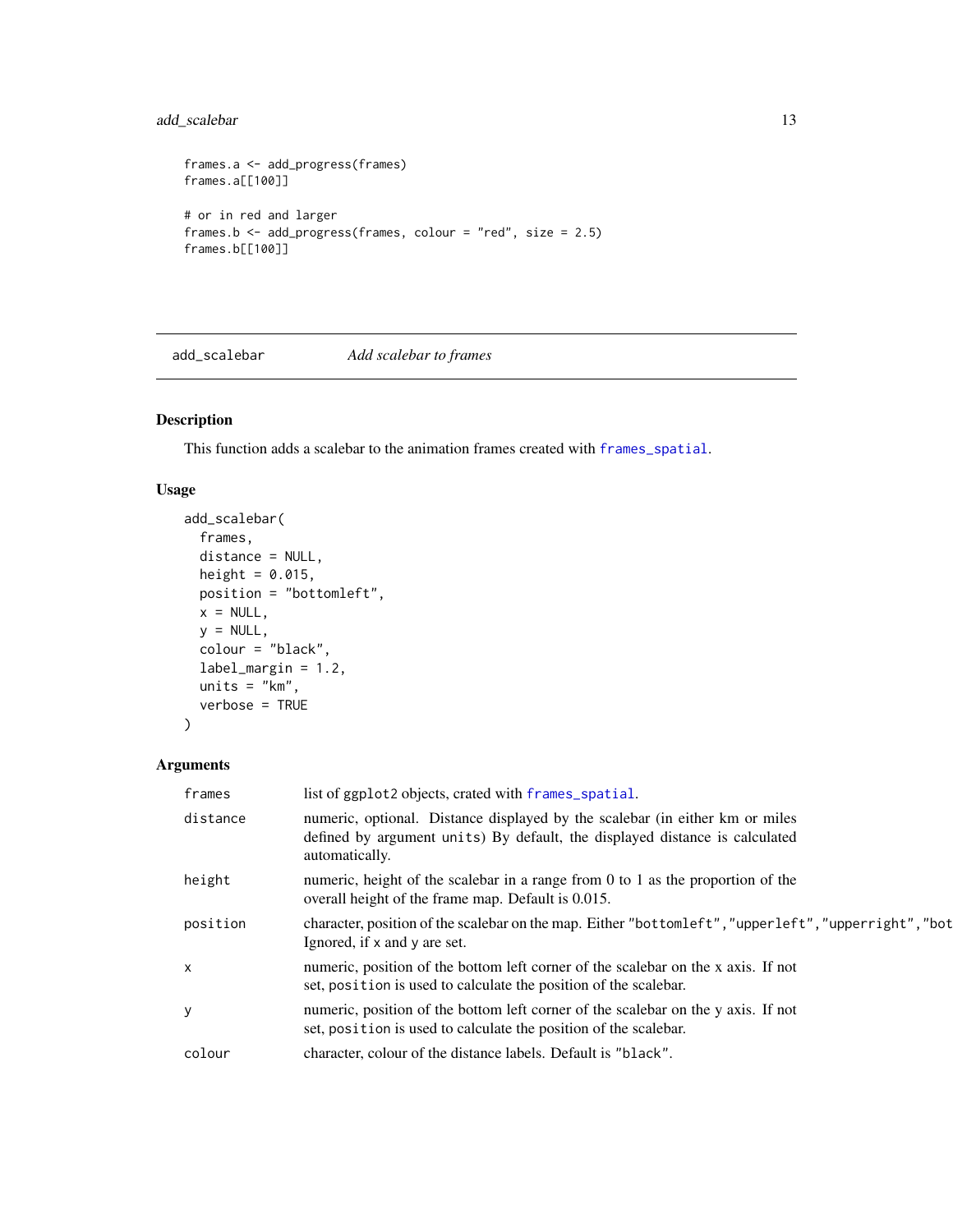```
frames.a <- add_progress(frames)
frames.a[[100]]

# or in red and larger
frames.b <- add_progress(frames, colour = "red", size = 2.5)
frames.b[[100]]
```

## add_scalebar — *Add scalebar to frames*

### Description

This function adds a scalebar to the animation frames created with `frames_spatial`.

### Usage

```
add_scalebar(
  frames,
  distance = NULL,
  height = 0.015,
  position = "bottomleft",
  x = NULL,
  y = NULL,
  colour = "black",
  label_margin = 1.2,
  units = "km",
  verbose = TRUE
)
```

### Arguments

| Argument | Description |
|---|---|
| `frames` | list of ggplot2 objects, crated with `frames_spatial`. |
| `distance` | numeric, optional. Distance displayed by the scalebar (in either km or miles defined by argument `units`) By default, the displayed distance is calculated automatically. |
| `height` | numeric, height of the scalebar in a range from 0 to 1 as the proportion of the overall height of the frame map. Default is 0.015. |
| `position` | character, position of the scalebar on the map. Either `"bottomleft"`, `"upperleft"`, `"upperright"`, `"bot` Ignored, if `x` and `y` are set. |
| `x` | numeric, position of the bottom left corner of the scalebar on the x axis. If not set, `position` is used to calculate the position of the scalebar. |
| `y` | numeric, position of the bottom left corner of the scalebar on the y axis. If not set, `position` is used to calculate the position of the scalebar. |
| `colour` | character, colour of the distance labels. Default is `"black"`. |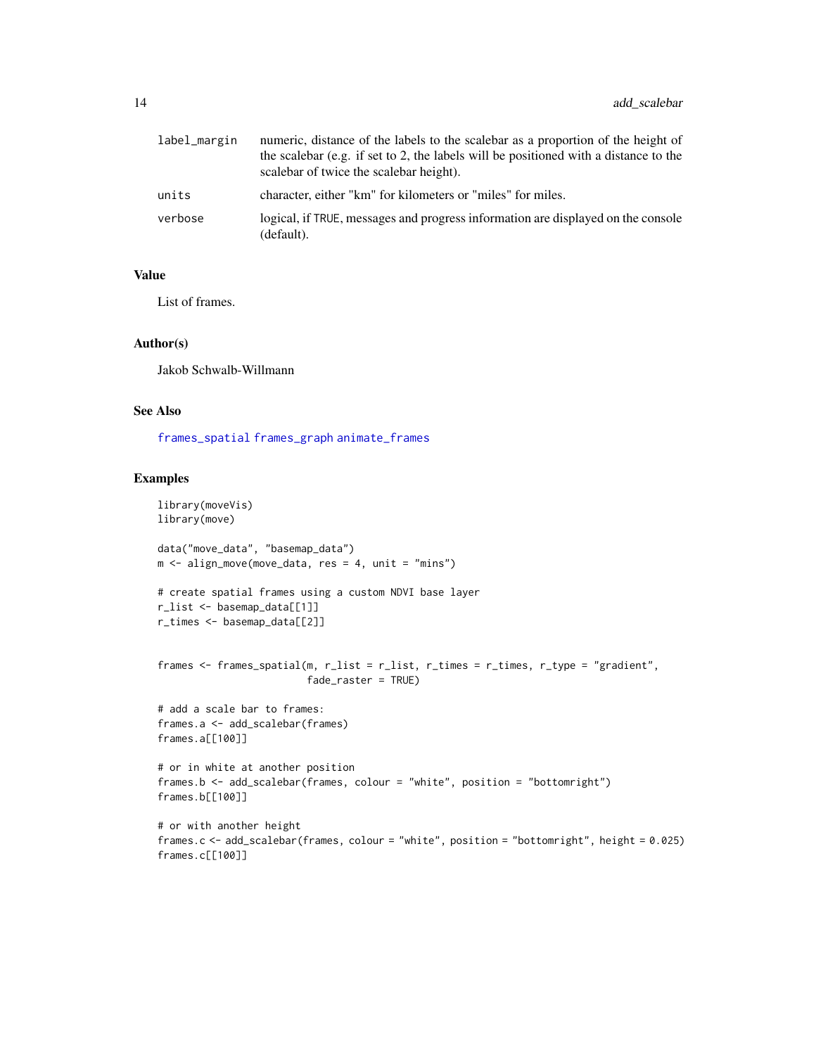| | |
|---|---|
| label_margin | numeric, distance of the labels to the scalebar as a proportion of the height of the scalebar (e.g. if set to 2, the labels will be positioned with a distance to the scalebar of twice the scalebar height). |
| units | character, either "km" for kilometers or "miles" for miles. |
| verbose | logical, if TRUE, messages and progress information are displayed on the console (default). |

## Value

List of frames.

## Author(s)

Jakob Schwalb-Willmann

## See Also

frames_spatial frames_graph animate_frames

## Examples

```
library(moveVis)
library(move)

data("move_data", "basemap_data")
m <- align_move(move_data, res = 4, unit = "mins")

# create spatial frames using a custom NDVI base layer
r_list <- basemap_data[[1]]
r_times <- basemap_data[[2]]


frames <- frames_spatial(m, r_list = r_list, r_times = r_times, r_type = "gradient",
                         fade_raster = TRUE)

# add a scale bar to frames:
frames.a <- add_scalebar(frames)
frames.a[[100]]

# or in white at another position
frames.b <- add_scalebar(frames, colour = "white", position = "bottomright")
frames.b[[100]]

# or with another height
frames.c <- add_scalebar(frames, colour = "white", position = "bottomright", height = 0.025)
frames.c[[100]]
```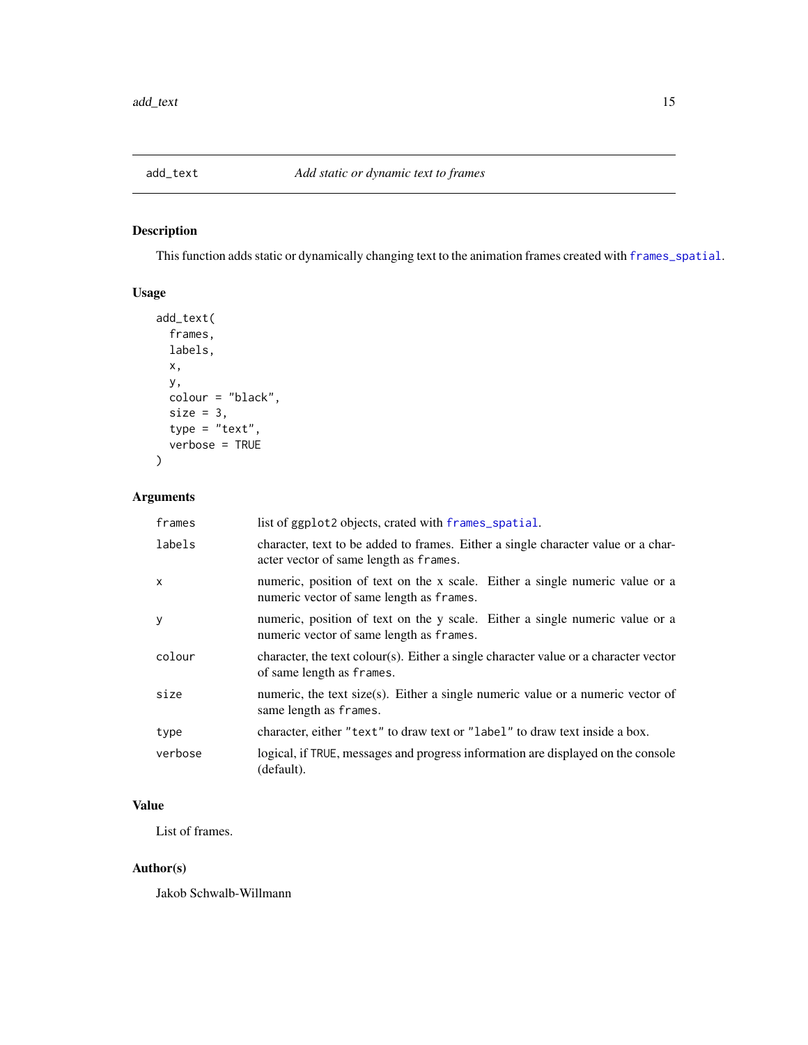## add_text *Add static or dynamic text to frames*

### Description

This function adds static or dynamically changing text to the animation frames created with `frames_spatial`.

### Usage

```
add_text(
  frames,
  labels,
  x,
  y,
  colour = "black",
  size = 3,
  type = "text",
  verbose = TRUE
)
```

### Arguments

| | |
|---|---|
| `frames` | list of `ggplot2` objects, crated with `frames_spatial`. |
| `labels` | character, text to be added to frames. Either a single character value or a character vector of same length as `frames`. |
| `x` | numeric, position of text on the x scale. Either a single numeric value or a numeric vector of same length as `frames`. |
| `y` | numeric, position of text on the y scale. Either a single numeric value or a numeric vector of same length as `frames`. |
| `colour` | character, the text colour(s). Either a single character value or a character vector of same length as `frames`. |
| `size` | numeric, the text size(s). Either a single numeric value or a numeric vector of same length as `frames`. |
| `type` | character, either `"text"` to draw text or `"label"` to draw text inside a box. |
| `verbose` | logical, if `TRUE`, messages and progress information are displayed on the console (default). |

### Value

List of frames.

### Author(s)

Jakob Schwalb-Willmann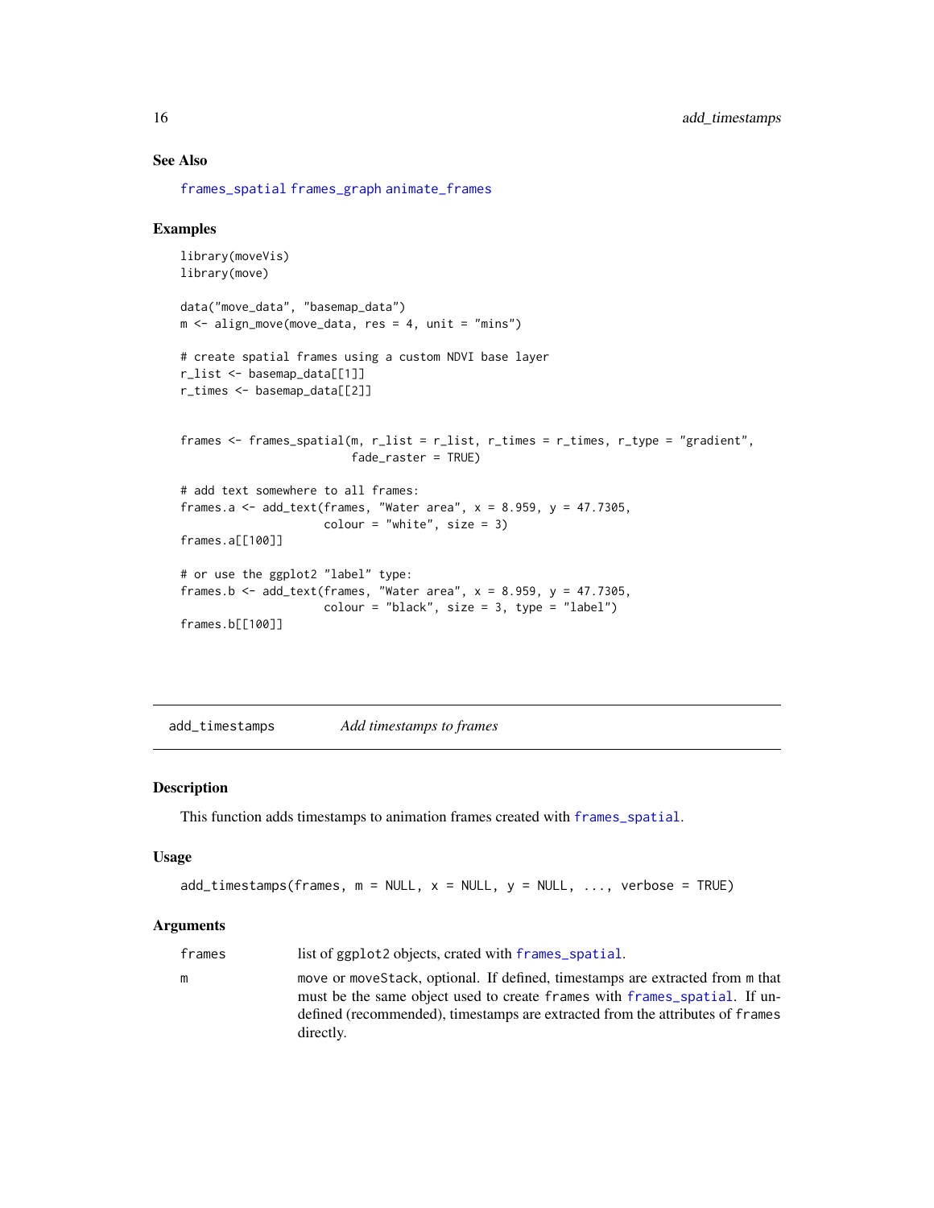## See Also

frames_spatial frames_graph animate_frames

## Examples

```
library(moveVis)
library(move)

data("move_data", "basemap_data")
m <- align_move(move_data, res = 4, unit = "mins")

# create spatial frames using a custom NDVI base layer
r_list <- basemap_data[[1]]
r_times <- basemap_data[[2]]


frames <- frames_spatial(m, r_list = r_list, r_times = r_times, r_type = "gradient",
                         fade_raster = TRUE)

# add text somewhere to all frames:
frames.a <- add_text(frames, "Water area", x = 8.959, y = 47.7305,
                     colour = "white", size = 3)
frames.a[[100]]

# or use the ggplot2 "label" type:
frames.b <- add_text(frames, "Water area", x = 8.959, y = 47.7305,
                     colour = "black", size = 3, type = "label")
frames.b[[100]]
```

---

# add_timestamps *Add timestamps to frames*

## Description

This function adds timestamps to animation frames created with frames_spatial.

## Usage

```
add_timestamps(frames, m = NULL, x = NULL, y = NULL, ..., verbose = TRUE)
```

## Arguments

| | |
|---|---|
| frames | list of ggplot2 objects, crated with frames_spatial. |
| m | move or moveStack, optional. If defined, timestamps are extracted from m that must be the same object used to create frames with frames_spatial. If undefined (recommended), timestamps are extracted from the attributes of frames directly. |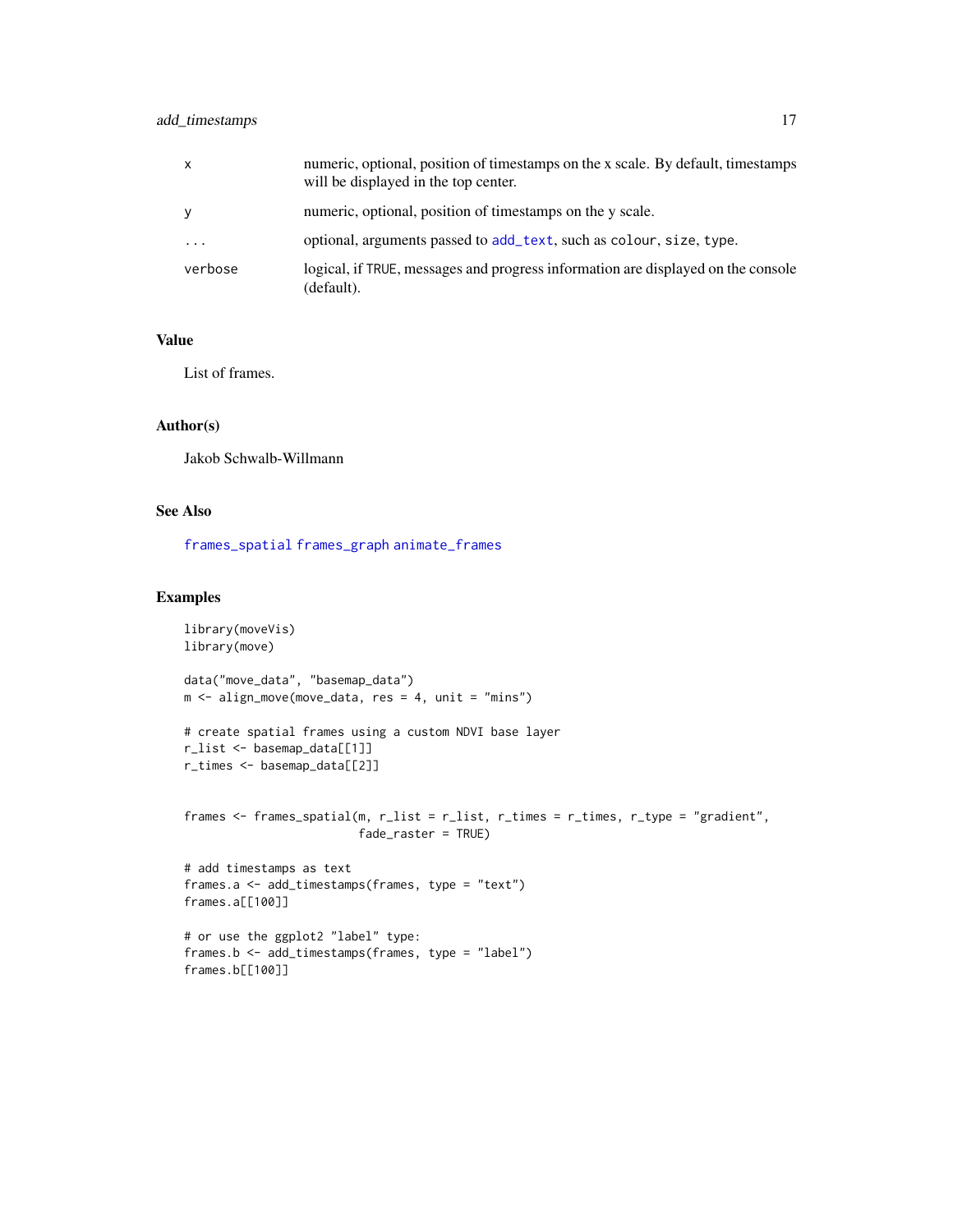| | |
|---|---|
| x | numeric, optional, position of timestamps on the x scale. By default, timestamps will be displayed in the top center. |
| y | numeric, optional, position of timestamps on the y scale. |
| ... | optional, arguments passed to add_text, such as colour, size, type. |
| verbose | logical, if TRUE, messages and progress information are displayed on the console (default). |

### Value

List of frames.

### Author(s)

Jakob Schwalb-Willmann

### See Also

frames_spatial frames_graph animate_frames

### Examples

```
library(moveVis)
library(move)

data("move_data", "basemap_data")
m <- align_move(move_data, res = 4, unit = "mins")

# create spatial frames using a custom NDVI base layer
r_list <- basemap_data[[1]]
r_times <- basemap_data[[2]]


frames <- frames_spatial(m, r_list = r_list, r_times = r_times, r_type = "gradient",
                         fade_raster = TRUE)

# add timestamps as text
frames.a <- add_timestamps(frames, type = "text")
frames.a[[100]]

# or use the ggplot2 "label" type:
frames.b <- add_timestamps(frames, type = "label")
frames.b[[100]]
```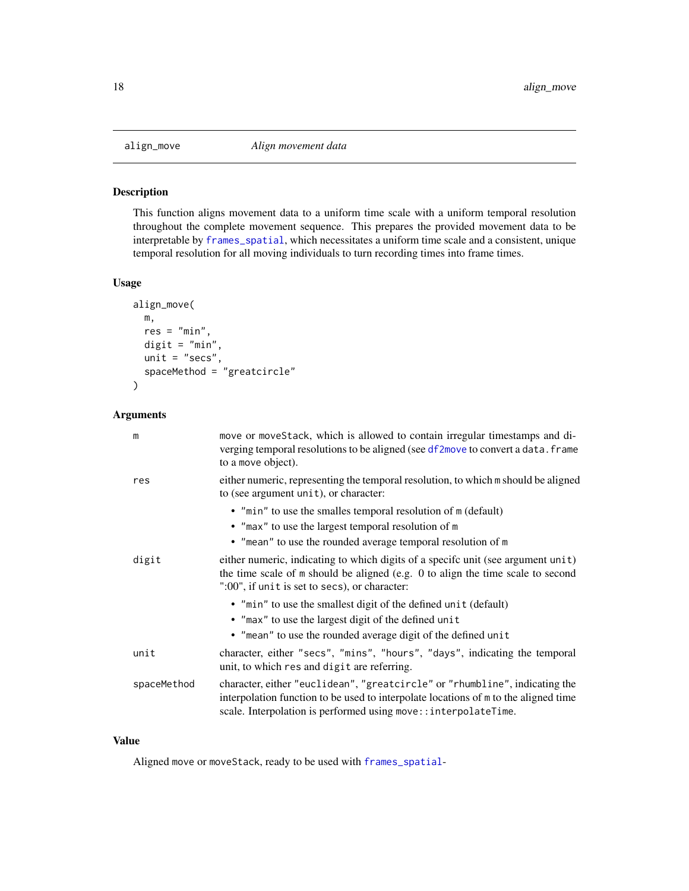## align_move — Align movement data

### Description

This function aligns movement data to a uniform time scale with a uniform temporal resolution throughout the complete movement sequence. This prepares the provided movement data to be interpretable by frames_spatial, which necessitates a uniform time scale and a consistent, unique temporal resolution for all moving individuals to turn recording times into frame times.

### Usage

```
align_move(
  m,
  res = "min",
  digit = "min",
  unit = "secs",
  spaceMethod = "greatcircle"
)
```

### Arguments

- **m**: move or moveStack, which is allowed to contain irregular timestamps and diverging temporal resolutions to be aligned (see df2move to convert a data.frame to a move object).
- **res**: either numeric, representing the temporal resolution, to which m should be aligned to (see argument unit), or character:
  - "min" to use the smalles temporal resolution of m (default)
  - "max" to use the largest temporal resolution of m
  - "mean" to use the rounded average temporal resolution of m
- **digit**: either numeric, indicating to which digits of a specifc unit (see argument unit) the time scale of m should be aligned (e.g. 0 to align the time scale to second ":00", if unit is set to secs), or character:
  - "min" to use the smallest digit of the defined unit (default)
  - "max" to use the largest digit of the defined unit
  - "mean" to use the rounded average digit of the defined unit
- **unit**: character, either "secs", "mins", "hours", "days", indicating the temporal unit, to which res and digit are referring.
- **spaceMethod**: character, either "euclidean", "greatcircle" or "rhumbline", indicating the interpolation function to be used to interpolate locations of m to the aligned time scale. Interpolation is performed using move::interpolateTime.

### Value

Aligned move or moveStack, ready to be used with frames_spatial-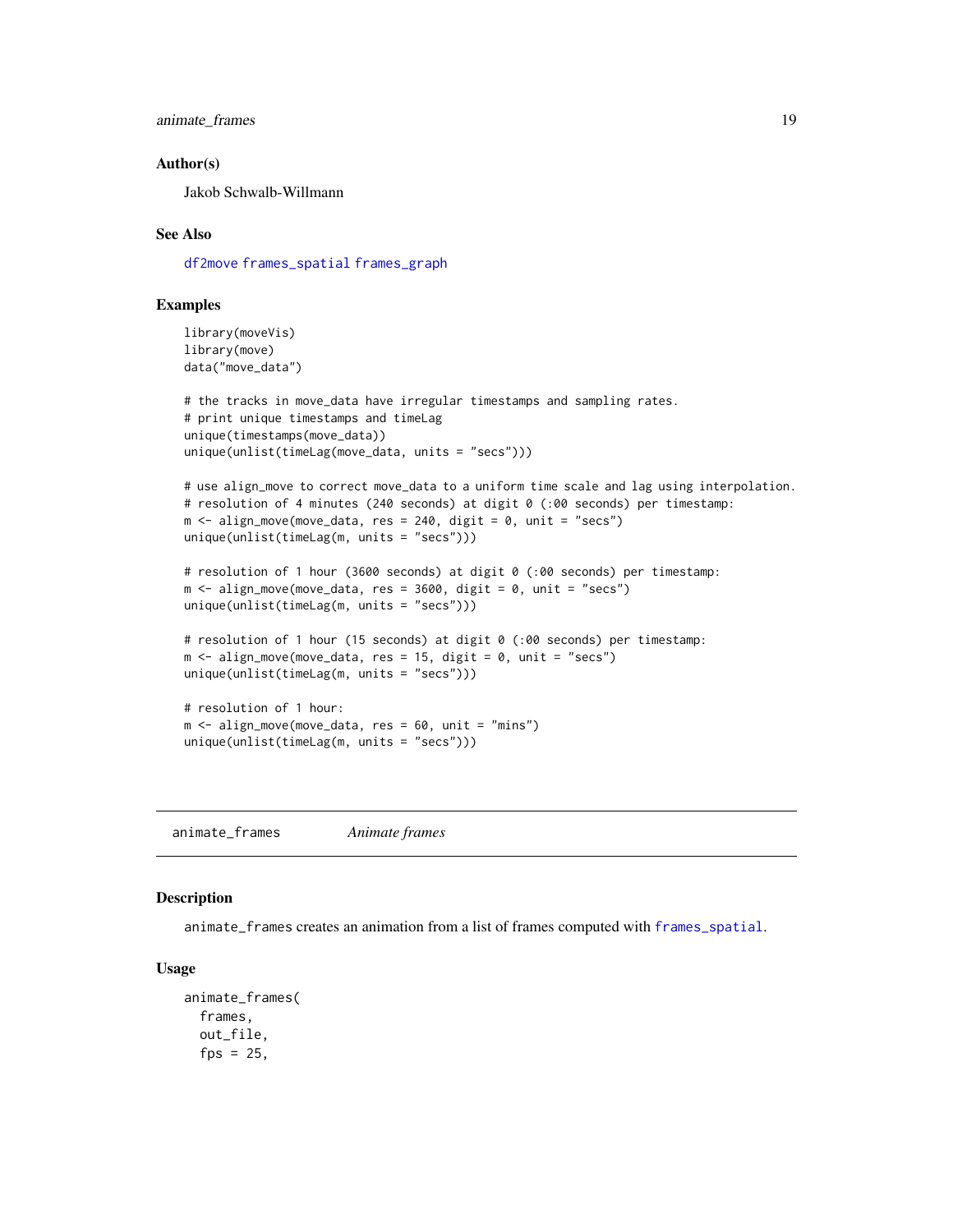### Author(s)

Jakob Schwalb-Willmann

### See Also

df2move frames_spatial frames_graph

### Examples

```
library(moveVis)
library(move)
data("move_data")

# the tracks in move_data have irregular timestamps and sampling rates.
# print unique timestamps and timeLag
unique(timestamps(move_data))
unique(unlist(timeLag(move_data, units = "secs")))

# use align_move to correct move_data to a uniform time scale and lag using interpolation.
# resolution of 4 minutes (240 seconds) at digit 0 (:00 seconds) per timestamp:
m <- align_move(move_data, res = 240, digit = 0, unit = "secs")
unique(unlist(timeLag(m, units = "secs")))

# resolution of 1 hour (3600 seconds) at digit 0 (:00 seconds) per timestamp:
m <- align_move(move_data, res = 3600, digit = 0, unit = "secs")
unique(unlist(timeLag(m, units = "secs")))

# resolution of 1 hour (15 seconds) at digit 0 (:00 seconds) per timestamp:
m <- align_move(move_data, res = 15, digit = 0, unit = "secs")
unique(unlist(timeLag(m, units = "secs")))

# resolution of 1 hour:
m <- align_move(move_data, res = 60, unit = "mins")
unique(unlist(timeLag(m, units = "secs")))
```

---

## animate_frames *Animate frames*

### Description

animate_frames creates an animation from a list of frames computed with frames_spatial.

### Usage

```
animate_frames(
  frames,
  out_file,
  fps = 25,
```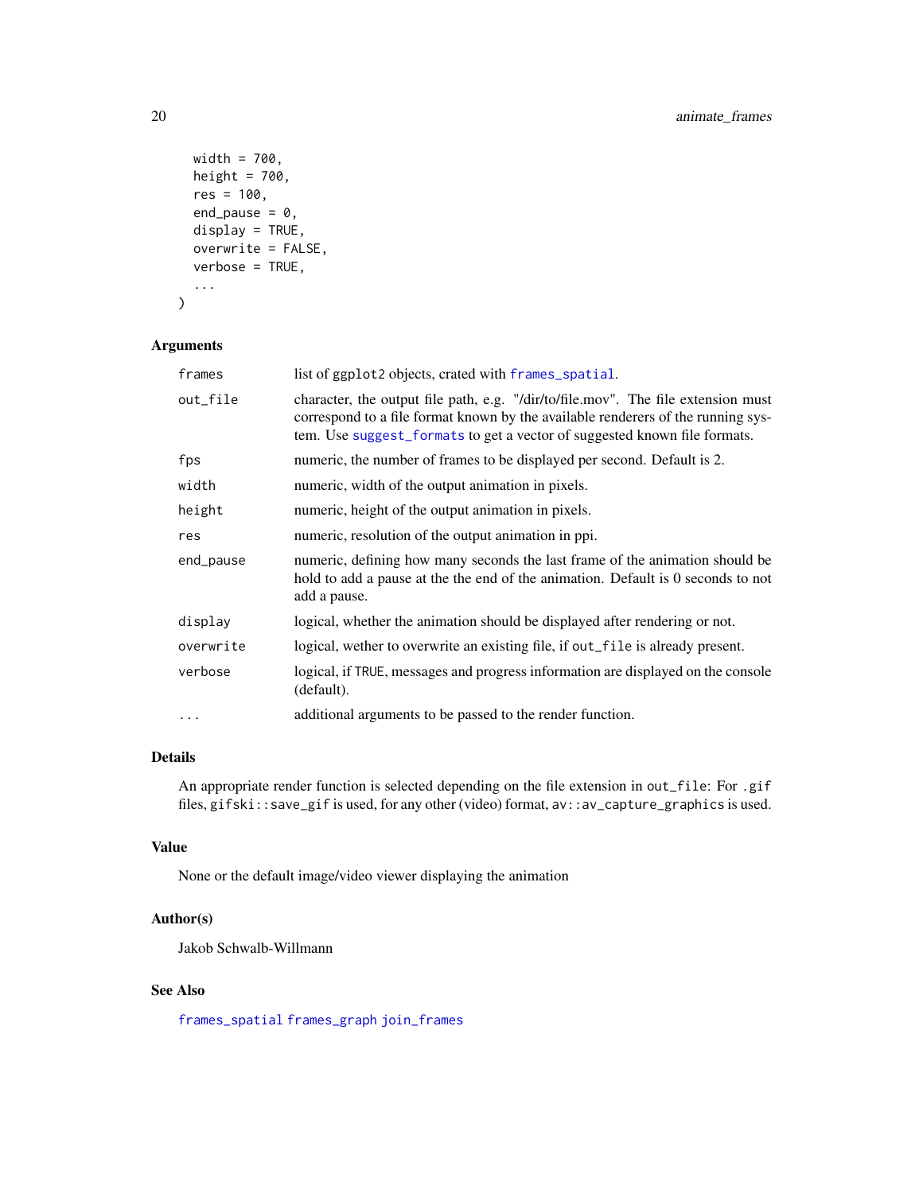```
  width = 700,
  height = 700,
  res = 100,
  end_pause = 0,
  display = TRUE,
  overwrite = FALSE,
  verbose = TRUE,
  ...
)
```

### Arguments

| | |
|---|---|
| `frames` | list of `ggplot2` objects, crated with `frames_spatial`. |
| `out_file` | character, the output file path, e.g. "/dir/to/file.mov". The file extension must correspond to a file format known by the available renderers of the running system. Use `suggest_formats` to get a vector of suggested known file formats. |
| `fps` | numeric, the number of frames to be displayed per second. Default is 2. |
| `width` | numeric, width of the output animation in pixels. |
| `height` | numeric, height of the output animation in pixels. |
| `res` | numeric, resolution of the output animation in ppi. |
| `end_pause` | numeric, defining how many seconds the last frame of the animation should be hold to add a pause at the the end of the animation. Default is 0 seconds to not add a pause. |
| `display` | logical, whether the animation should be displayed after rendering or not. |
| `overwrite` | logical, wether to overwrite an existing file, if `out_file` is already present. |
| `verbose` | logical, if `TRUE`, messages and progress information are displayed on the console (default). |
| `...` | additional arguments to be passed to the render function. |

### Details

An appropriate render function is selected depending on the file extension in `out_file`: For `.gif` files, `gifski::save_gif` is used, for any other (video) format, `av::av_capture_graphics` is used.

### Value

None or the default image/video viewer displaying the animation

### Author(s)

Jakob Schwalb-Willmann

### See Also

`frames_spatial` `frames_graph` `join_frames`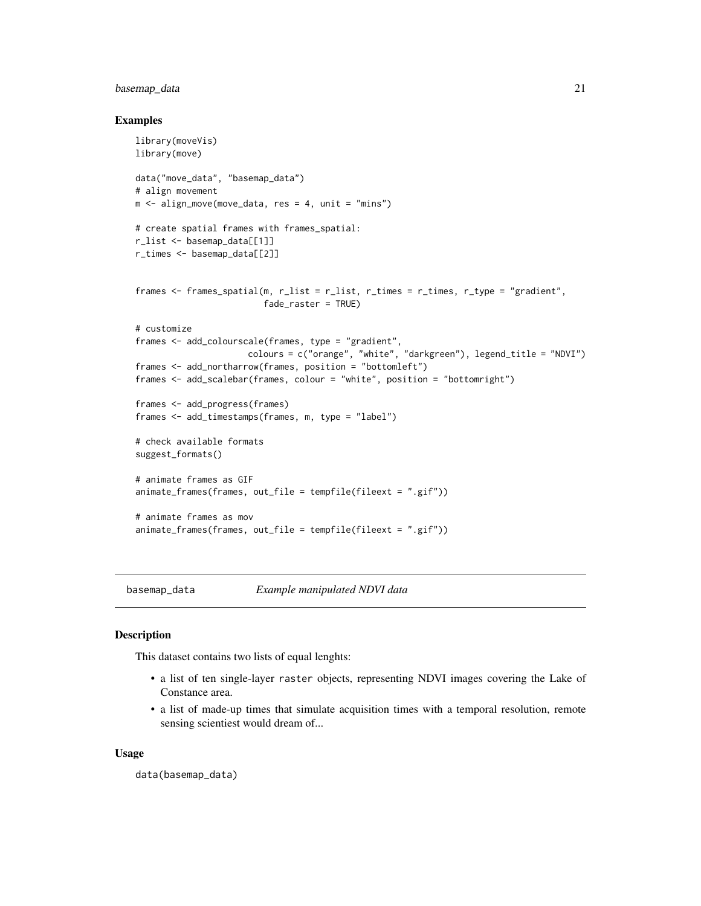## Examples

```
library(moveVis)
library(move)

data("move_data", "basemap_data")
# align movement
m <- align_move(move_data, res = 4, unit = "mins")

# create spatial frames with frames_spatial:
r_list <- basemap_data[[1]]
r_times <- basemap_data[[2]]


frames <- frames_spatial(m, r_list = r_list, r_times = r_times, r_type = "gradient",
                         fade_raster = TRUE)

# customize
frames <- add_colourscale(frames, type = "gradient",
                       colours = c("orange", "white", "darkgreen"), legend_title = "NDVI")
frames <- add_northarrow(frames, position = "bottomleft")
frames <- add_scalebar(frames, colour = "white", position = "bottomright")

frames <- add_progress(frames)
frames <- add_timestamps(frames, m, type = "label")

# check available formats
suggest_formats()

# animate frames as GIF
animate_frames(frames, out_file = tempfile(fileext = ".gif"))

# animate frames as mov
animate_frames(frames, out_file = tempfile(fileext = ".gif"))
```

---

`basemap_data` *Example manipulated NDVI data*

---

## Description

This dataset contains two lists of equal lenghts:

- a list of ten single-layer `raster` objects, representing NDVI images covering the Lake of Constance area.
- a list of made-up times that simulate acquisition times with a temporal resolution, remote sensing scientiest would dream of...

## Usage

```
data(basemap_data)
```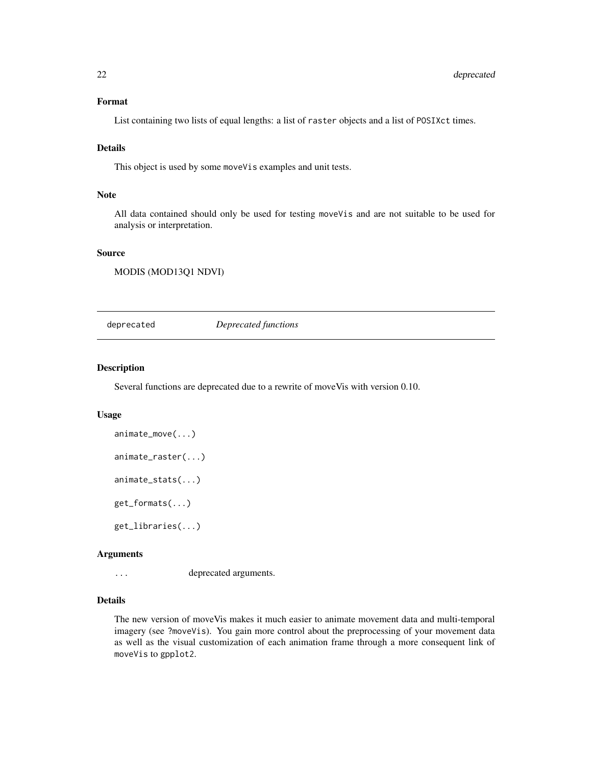### Format

List containing two lists of equal lengths: a list of `raster` objects and a list of `POSIXct` times.

### Details

This object is used by some `moveVis` examples and unit tests.

### Note

All data contained should only be used for testing `moveVis` and are not suitable to be used for analysis or interpretation.

### Source

MODIS (MOD13Q1 NDVI)

---

## deprecated    *Deprecated functions*

---

### Description

Several functions are deprecated due to a rewrite of moveVis with version 0.10.

### Usage

```
animate_move(...)

animate_raster(...)

animate_stats(...)

get_formats(...)

get_libraries(...)
```

### Arguments

| | |
|---|---|
| `...` | deprecated arguments. |

### Details

The new version of moveVis makes it much easier to animate movement data and multi-temporal imagery (see `?moveVis`). You gain more control about the preprocessing of your movement data as well as the visual customization of each animation frame through a more consequent link of `moveVis` to `gpplot2`.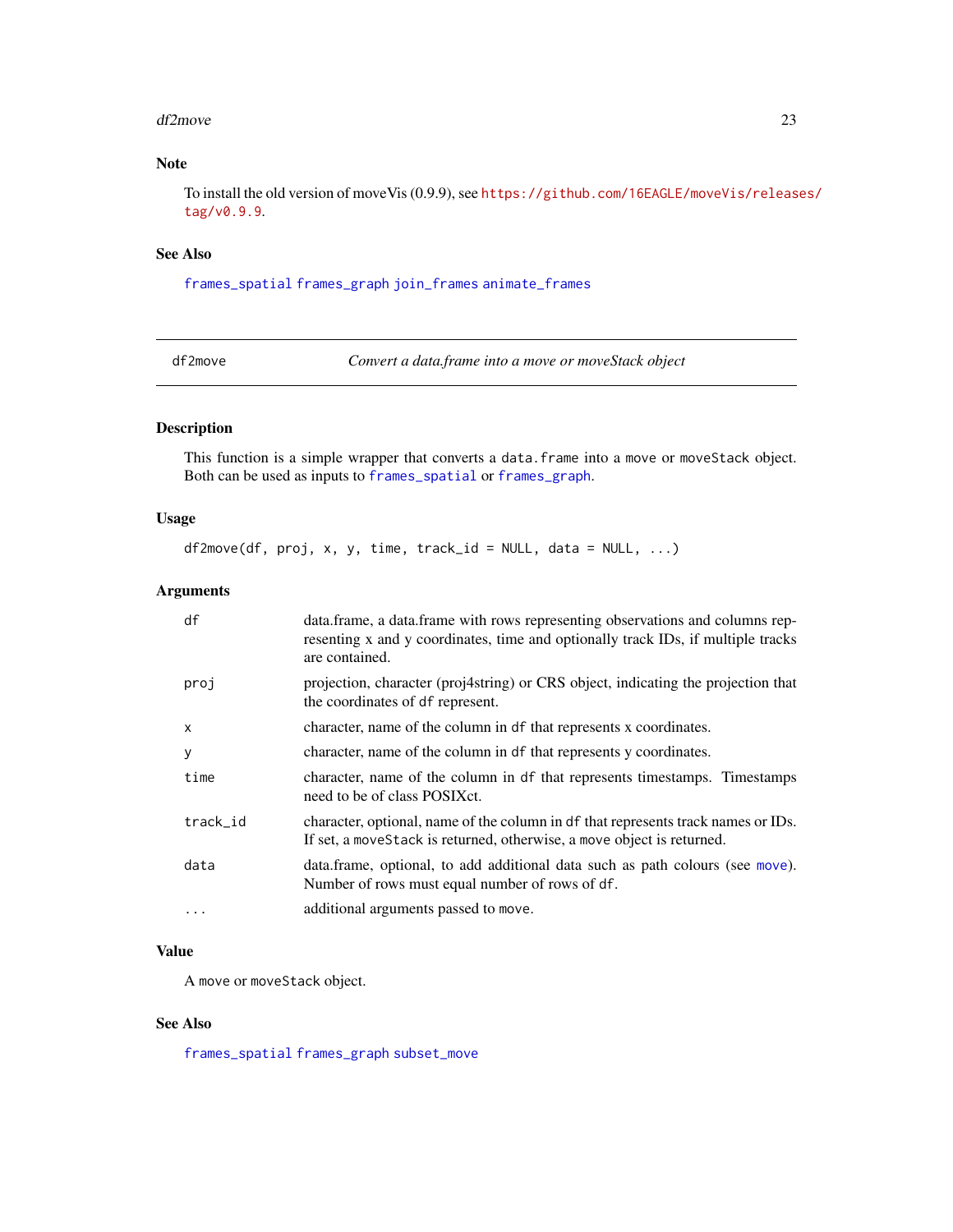## Note

To install the old version of moveVis (0.9.9), see https://github.com/16EAGLE/moveVis/releases/tag/v0.9.9.

## See Also

frames_spatial frames_graph join_frames animate_frames

---

# df2move — *Convert a data.frame into a move or moveStack object*

## Description

This function is a simple wrapper that converts a `data.frame` into a `move` or `moveStack` object. Both can be used as inputs to `frames_spatial` or `frames_graph`.

## Usage

```
df2move(df, proj, x, y, time, track_id = NULL, data = NULL, ...)
```

## Arguments

| Argument | Description |
|---|---|
| `df` | data.frame, a data.frame with rows representing observations and columns representing x and y coordinates, time and optionally track IDs, if multiple tracks are contained. |
| `proj` | projection, character (proj4string) or CRS object, indicating the projection that the coordinates of `df` represent. |
| `x` | character, name of the column in `df` that represents x coordinates. |
| `y` | character, name of the column in `df` that represents y coordinates. |
| `time` | character, name of the column in `df` that represents timestamps. Timestamps need to be of class POSIXct. |
| `track_id` | character, optional, name of the column in `df` that represents track names or IDs. If set, a `moveStack` is returned, otherwise, a `move` object is returned. |
| `data` | data.frame, optional, to add additional data such as path colours (see `move`). Number of rows must equal number of rows of `df`. |
| `...` | additional arguments passed to `move`. |

## Value

A `move` or `moveStack` object.

## See Also

frames_spatial frames_graph subset_move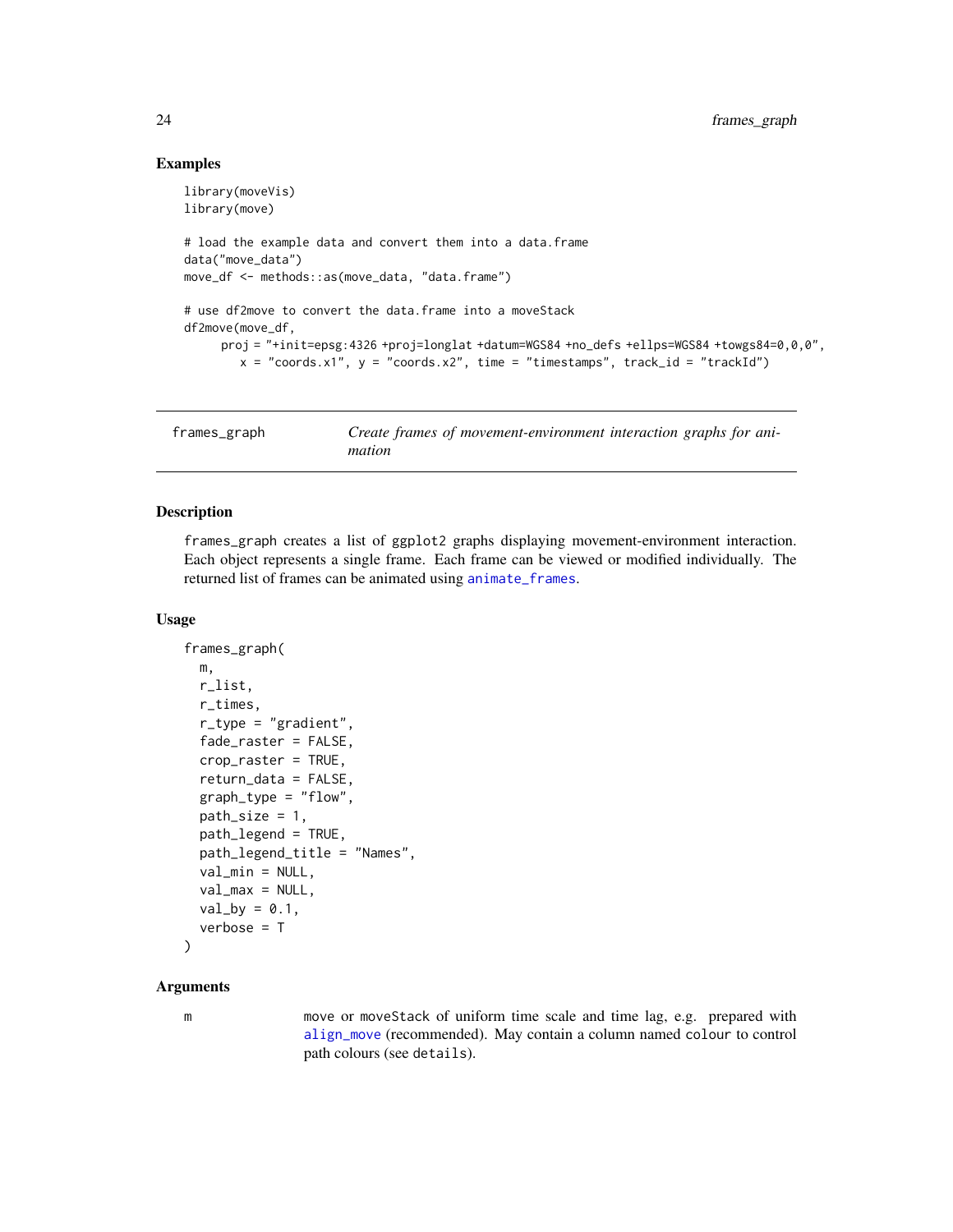## Examples

```
library(moveVis)
library(move)

# load the example data and convert them into a data.frame
data("move_data")
move_df <- methods::as(move_data, "data.frame")

# use df2move to convert the data.frame into a moveStack
df2move(move_df,
     proj = "+init=epsg:4326 +proj=longlat +datum=WGS84 +no_defs +ellps=WGS84 +towgs84=0,0,0",
       x = "coords.x1", y = "coords.x2", time = "timestamps", track_id = "trackId")
```

---

# frames_graph    *Create frames of movement-environment interaction graphs for animation*

---

## Description

frames_graph creates a list of ggplot2 graphs displaying movement-environment interaction. Each object represents a single frame. Each frame can be viewed or modified individually. The returned list of frames can be animated using animate_frames.

## Usage

```
frames_graph(
  m,
  r_list,
  r_times,
  r_type = "gradient",
  fade_raster = FALSE,
  crop_raster = TRUE,
  return_data = FALSE,
  graph_type = "flow",
  path_size = 1,
  path_legend = TRUE,
  path_legend_title = "Names",
  val_min = NULL,
  val_max = NULL,
  val_by = 0.1,
  verbose = T
)
```

## Arguments

m    move or moveStack of uniform time scale and time lag, e.g. prepared with align_move (recommended). May contain a column named colour to control path colours (see details).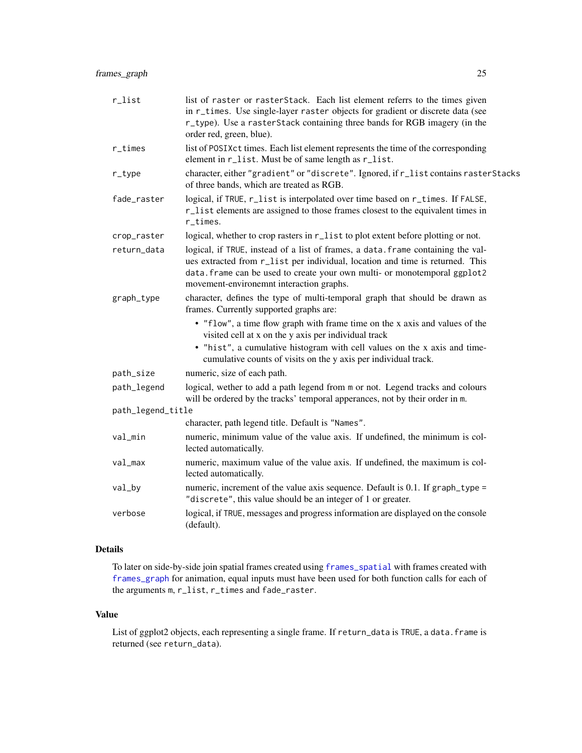| | |
|---|---|
| r_list | list of raster or rasterStack. Each list element referrs to the times given in r_times. Use single-layer raster objects for gradient or discrete data (see r_type). Use a rasterStack containing three bands for RGB imagery (in the order red, green, blue). |
| r_times | list of POSIXct times. Each list element represents the time of the corresponding element in r_list. Must be of same length as r_list. |
| r_type | character, either "gradient" or "discrete". Ignored, if r_list contains rasterStacks of three bands, which are treated as RGB. |
| fade_raster | logical, if TRUE, r_list is interpolated over time based on r_times. If FALSE, r_list elements are assigned to those frames closest to the equivalent times in r_times. |
| crop_raster | logical, whether to crop rasters in r_list to plot extent before plotting or not. |
| return_data | logical, if TRUE, instead of a list of frames, a data.frame containing the values extracted from r_list per individual, location and time is returned. This data.frame can be used to create your own multi- or monotemporal ggplot2 movement-environemnt interaction graphs. |
| graph_type | character, defines the type of multi-temporal graph that should be drawn as frames. Currently supported graphs are: <br>• "flow", a time flow graph with frame time on the x axis and values of the visited cell at x on the y axis per individual track <br>• "hist", a cumulative histogram with cell values on the x axis and time-cumulative counts of visits on the y axis per individual track. |
| path_size | numeric, size of each path. |
| path_legend | logical, wether to add a path legend from m or not. Legend tracks and colours will be ordered by the tracks' temporal apperances, not by their order in m. |
| path_legend_title | character, path legend title. Default is "Names". |
| val_min | numeric, minimum value of the value axis. If undefined, the minimum is collected automatically. |
| val_max | numeric, maximum value of the value axis. If undefined, the maximum is collected automatically. |
| val_by | numeric, increment of the value axis sequence. Default is 0.1. If graph_type = "discrete", this value should be an integer of 1 or greater. |
| verbose | logical, if TRUE, messages and progress information are displayed on the console (default). |

## Details

To later on side-by-side join spatial frames created using frames_spatial with frames created with frames_graph for animation, equal inputs must have been used for both function calls for each of the arguments m, r_list, r_times and fade_raster.

## Value

List of ggplot2 objects, each representing a single frame. If return_data is TRUE, a data.frame is returned (see return_data).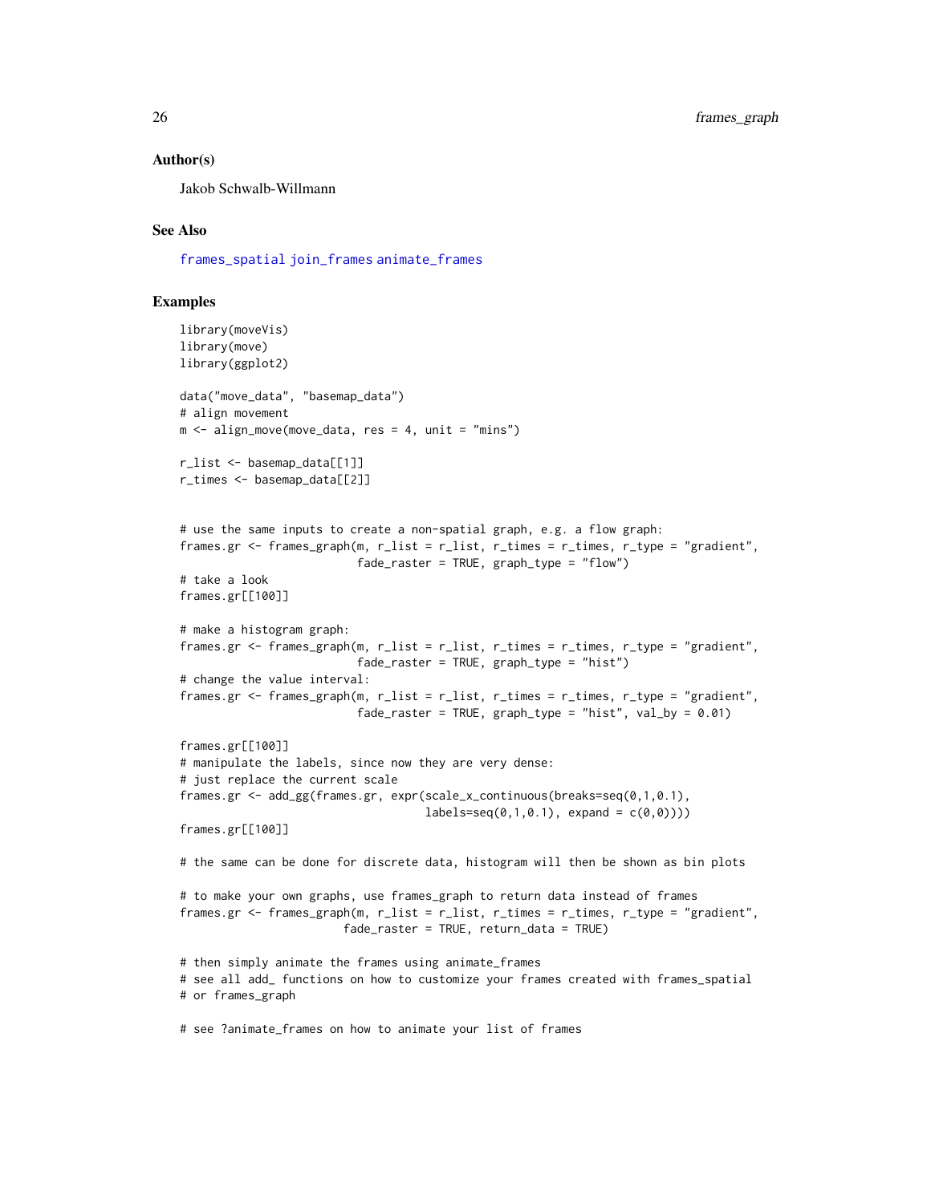## Author(s)

Jakob Schwalb-Willmann

## See Also

frames_spatial join_frames animate_frames

## Examples

```
library(moveVis)
library(move)
library(ggplot2)

data("move_data", "basemap_data")
# align movement
m <- align_move(move_data, res = 4, unit = "mins")

r_list <- basemap_data[[1]]
r_times <- basemap_data[[2]]


# use the same inputs to create a non-spatial graph, e.g. a flow graph:
frames.gr <- frames_graph(m, r_list = r_list, r_times = r_times, r_type = "gradient",
                          fade_raster = TRUE, graph_type = "flow")
# take a look
frames.gr[[100]]

# make a histogram graph:
frames.gr <- frames_graph(m, r_list = r_list, r_times = r_times, r_type = "gradient",
                          fade_raster = TRUE, graph_type = "hist")
# change the value interval:
frames.gr <- frames_graph(m, r_list = r_list, r_times = r_times, r_type = "gradient",
                          fade_raster = TRUE, graph_type = "hist", val_by = 0.01)

frames.gr[[100]]
# manipulate the labels, since now they are very dense:
# just replace the current scale
frames.gr <- add_gg(frames.gr, expr(scale_x_continuous(breaks=seq(0,1,0.1),
                                    labels=seq(0,1,0.1), expand = c(0,0))))
frames.gr[[100]]

# the same can be done for discrete data, histogram will then be shown as bin plots

# to make your own graphs, use frames_graph to return data instead of frames
frames.gr <- frames_graph(m, r_list = r_list, r_times = r_times, r_type = "gradient",
                        fade_raster = TRUE, return_data = TRUE)

# then simply animate the frames using animate_frames
# see all add_ functions on how to customize your frames created with frames_spatial
# or frames_graph

# see ?animate_frames on how to animate your list of frames
```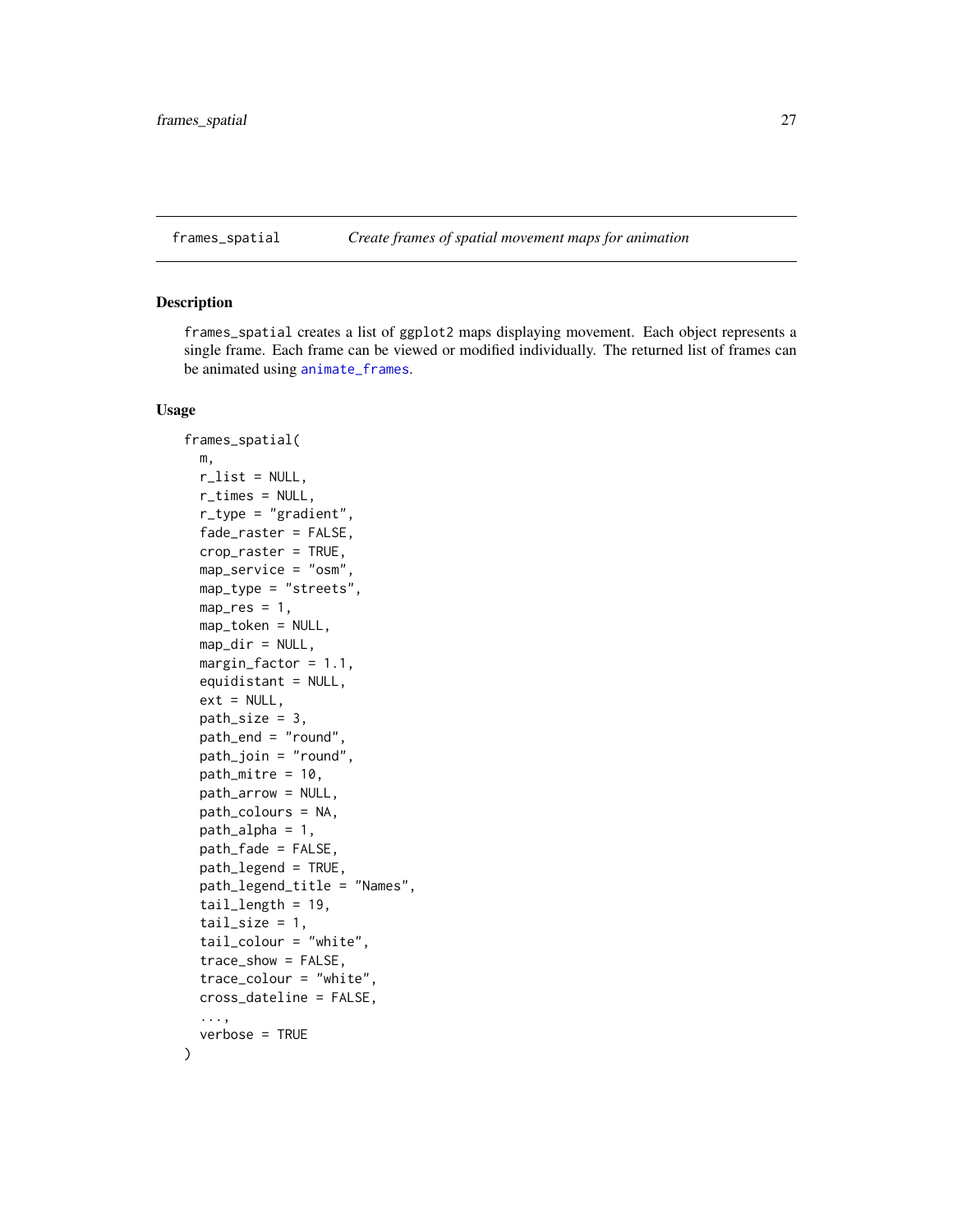frames_spatial    *Create frames of spatial movement maps for animation*

## Description

frames_spatial creates a list of ggplot2 maps displaying movement. Each object represents a single frame. Each frame can be viewed or modified individually. The returned list of frames can be animated using animate_frames.

## Usage

```
frames_spatial(
  m,
  r_list = NULL,
  r_times = NULL,
  r_type = "gradient",
  fade_raster = FALSE,
  crop_raster = TRUE,
  map_service = "osm",
  map_type = "streets",
  map_res = 1,
  map_token = NULL,
  map_dir = NULL,
  margin_factor = 1.1,
  equidistant = NULL,
  ext = NULL,
  path_size = 3,
  path_end = "round",
  path_join = "round",
  path_mitre = 10,
  path_arrow = NULL,
  path_colours = NA,
  path_alpha = 1,
  path_fade = FALSE,
  path_legend = TRUE,
  path_legend_title = "Names",
  tail_length = 19,
  tail_size = 1,
  tail_colour = "white",
  trace_show = FALSE,
  trace_colour = "white",
  cross_dateline = FALSE,
  ...,
  verbose = TRUE
)
```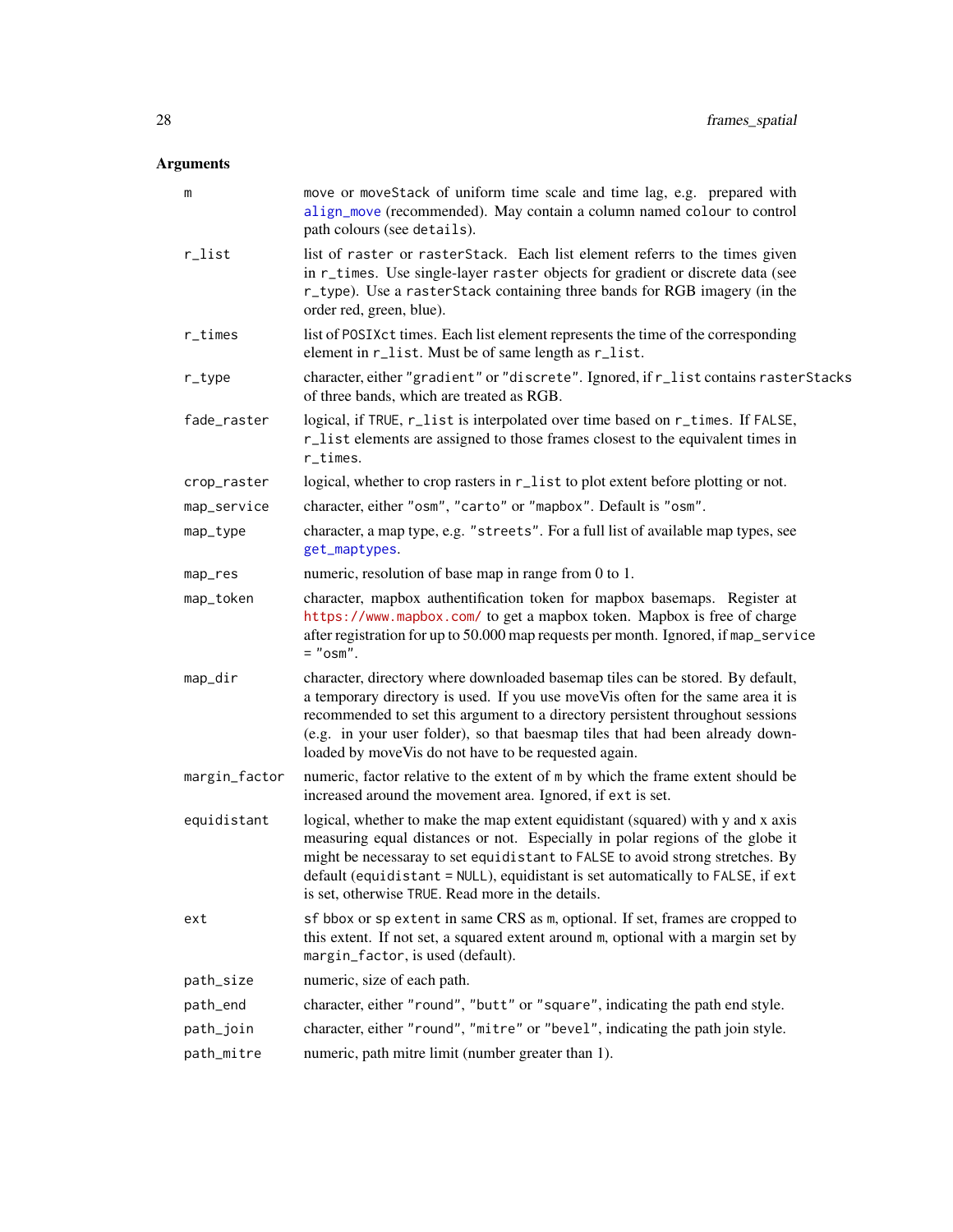## Arguments

| | |
|---|---|
| m | move or moveStack of uniform time scale and time lag, e.g. prepared with align_move (recommended). May contain a column named colour to control path colours (see details). |
| r_list | list of raster or rasterStack. Each list element referrs to the times given in r_times. Use single-layer raster objects for gradient or discrete data (see r_type). Use a rasterStack containing three bands for RGB imagery (in the order red, green, blue). |
| r_times | list of POSIXct times. Each list element represents the time of the corresponding element in r_list. Must be of same length as r_list. |
| r_type | character, either "gradient" or "discrete". Ignored, if r_list contains rasterStacks of three bands, which are treated as RGB. |
| fade_raster | logical, if TRUE, r_list is interpolated over time based on r_times. If FALSE, r_list elements are assigned to those frames closest to the equivalent times in r_times. |
| crop_raster | logical, whether to crop rasters in r_list to plot extent before plotting or not. |
| map_service | character, either "osm", "carto" or "mapbox". Default is "osm". |
| map_type | character, a map type, e.g. "streets". For a full list of available map types, see get_maptypes. |
| map_res | numeric, resolution of base map in range from 0 to 1. |
| map_token | character, mapbox authentification token for mapbox basemaps. Register at https://www.mapbox.com/ to get a mapbox token. Mapbox is free of charge after registration for up to 50.000 map requests per month. Ignored, if map_service = "osm". |
| map_dir | character, directory where downloaded basemap tiles can be stored. By default, a temporary directory is used. If you use moveVis often for the same area it is recommended to set this argument to a directory persistent throughout sessions (e.g. in your user folder), so that baesmap tiles that had been already downloaded by moveVis do not have to be requested again. |
| margin_factor | numeric, factor relative to the extent of m by which the frame extent should be increased around the movement area. Ignored, if ext is set. |
| equidistant | logical, whether to make the map extent equidistant (squared) with y and x axis measuring equal distances or not. Especially in polar regions of the globe it might be necessaray to set equidistant to FALSE to avoid strong stretches. By default (equidistant = NULL), equidistant is set automatically to FALSE, if ext is set, otherwise TRUE. Read more in the details. |
| ext | sf bbox or sp extent in same CRS as m, optional. If set, frames are cropped to this extent. If not set, a squared extent around m, optional with a margin set by margin_factor, is used (default). |
| path_size | numeric, size of each path. |
| path_end | character, either "round", "butt" or "square", indicating the path end style. |
| path_join | character, either "round", "mitre" or "bevel", indicating the path join style. |
| path_mitre | numeric, path mitre limit (number greater than 1). |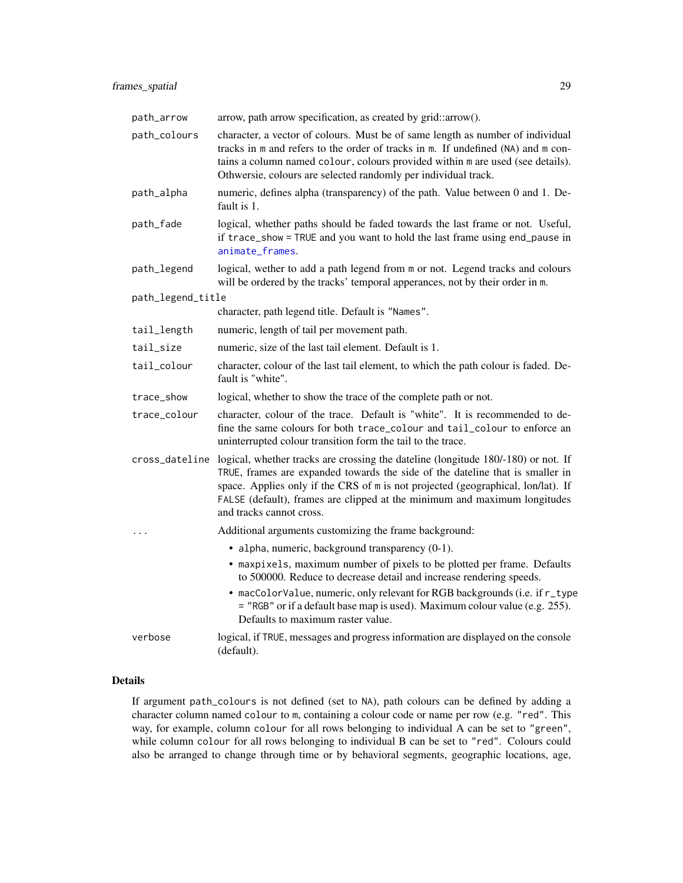| | |
|---|---|
| `path_arrow` | arrow, path arrow specification, as created by grid::arrow(). |
| `path_colours` | character, a vector of colours. Must be of same length as number of individual tracks in `m` and refers to the order of tracks in `m`. If undefined (`NA`) and `m` contains a column named `colour`, colours provided within `m` are used (see details). Othwersie, colours are selected randomly per individual track. |
| `path_alpha` | numeric, defines alpha (transparency) of the path. Value between 0 and 1. Default is 1. |
| `path_fade` | logical, whether paths should be faded towards the last frame or not. Useful, if `trace_show = TRUE` and you want to hold the last frame using `end_pause` in `animate_frames`. |
| `path_legend` | logical, wether to add a path legend from `m` or not. Legend tracks and colours will be ordered by the tracks' temporal apperances, not by their order in `m`. |
| `path_legend_title` | character, path legend title. Default is `"Names"`. |
| `tail_length` | numeric, length of tail per movement path. |
| `tail_size` | numeric, size of the last tail element. Default is 1. |
| `tail_colour` | character, colour of the last tail element, to which the path colour is faded. Default is "white". |
| `trace_show` | logical, whether to show the trace of the complete path or not. |
| `trace_colour` | character, colour of the trace. Default is "white". It is recommended to define the same colours for both `trace_colour` and `tail_colour` to enforce an uninterrupted colour transition form the tail to the trace. |
| `cross_dateline` | logical, whether tracks are crossing the dateline (longitude 180/-180) or not. If `TRUE`, frames are expanded towards the side of the dateline that is smaller in space. Applies only if the CRS of `m` is not projected (geographical, lon/lat). If `FALSE` (default), frames are clipped at the minimum and maximum longitudes and tracks cannot cross. |
| `...` | Additional arguments customizing the frame background:<br>• `alpha`, numeric, background transparency (0-1).<br>• `maxpixels`, maximum number of pixels to be plotted per frame. Defaults to 500000. Reduce to decrease detail and increase rendering speeds.<br>• `macColorValue`, numeric, only relevant for RGB backgrounds (i.e. if `r_type = "RGB"` or if a default base map is used). Maximum colour value (e.g. 255). Defaults to maximum raster value. |
| `verbose` | logical, if `TRUE`, messages and progress information are displayed on the console (default). |

## Details

If argument `path_colours` is not defined (set to `NA`), path colours can be defined by adding a character column named `colour` to `m`, containing a colour code or name per row (e.g. `"red"`. This way, for example, column `colour` for all rows belonging to individual A can be set to `"green"`, while column `colour` for all rows belonging to individual B can be set to `"red"`. Colours could also be arranged to change through time or by behavioral segments, geographic locations, age,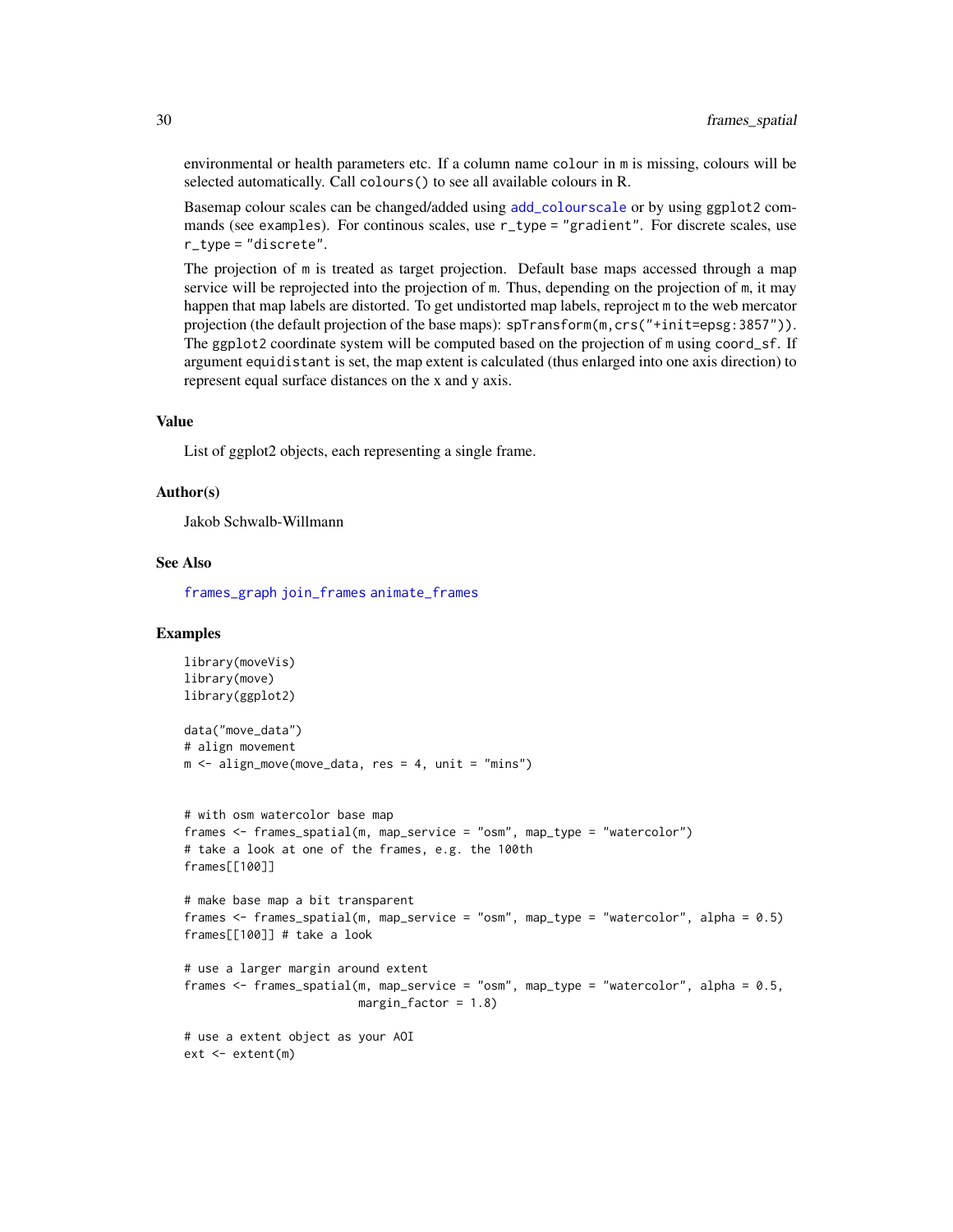environmental or health parameters etc. If a column name `colour` in `m` is missing, colours will be selected automatically. Call `colours()` to see all available colours in R.

Basemap colour scales can be changed/added using `add_colourscale` or by using `ggplot2` commands (see `examples`). For continous scales, use `r_type = "gradient"`. For discrete scales, use `r_type = "discrete"`.

The projection of `m` is treated as target projection. Default base maps accessed through a map service will be reprojected into the projection of `m`. Thus, depending on the projection of `m`, it may happen that map labels are distorted. To get undistorted map labels, reproject `m` to the web mercator projection (the default projection of the base maps): `spTransform(m,crs("+init=epsg:3857"))`. The `ggplot2` coordinate system will be computed based on the projection of `m` using `coord_sf`. If argument `equidistant` is set, the map extent is calculated (thus enlarged into one axis direction) to represent equal surface distances on the x and y axis.

## Value

List of ggplot2 objects, each representing a single frame.

## Author(s)

Jakob Schwalb-Willmann

## See Also

`frames_graph` `join_frames` `animate_frames`

## Examples

```
library(moveVis)
library(move)
library(ggplot2)

data("move_data")
# align movement
m <- align_move(move_data, res = 4, unit = "mins")


# with osm watercolor base map
frames <- frames_spatial(m, map_service = "osm", map_type = "watercolor")
# take a look at one of the frames, e.g. the 100th
frames[[100]]

# make base map a bit transparent
frames <- frames_spatial(m, map_service = "osm", map_type = "watercolor", alpha = 0.5)
frames[[100]] # take a look

# use a larger margin around extent
frames <- frames_spatial(m, map_service = "osm", map_type = "watercolor", alpha = 0.5,
                         margin_factor = 1.8)

# use a extent object as your AOI
ext <- extent(m)
```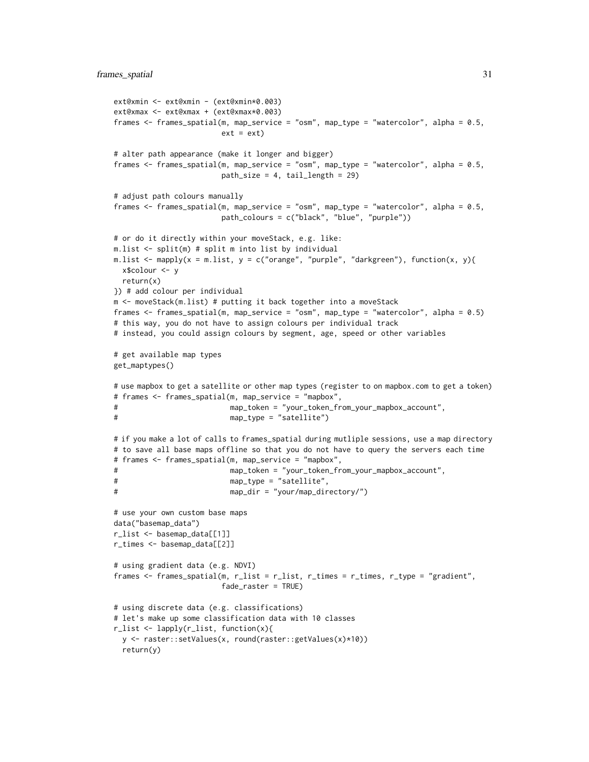```
ext@xmin <- ext@xmin - (ext@xmin*0.003)
ext@xmax <- ext@xmax + (ext@xmax*0.003)
frames <- frames_spatial(m, map_service = "osm", map_type = "watercolor", alpha = 0.5,
                         ext = ext)

# alter path appearance (make it longer and bigger)
frames <- frames_spatial(m, map_service = "osm", map_type = "watercolor", alpha = 0.5,
                         path_size = 4, tail_length = 29)

# adjust path colours manually
frames <- frames_spatial(m, map_service = "osm", map_type = "watercolor", alpha = 0.5,
                         path_colours = c("black", "blue", "purple"))

# or do it directly within your moveStack, e.g. like:
m.list <- split(m) # split m into list by individual
m.list <- mapply(x = m.list, y = c("orange", "purple", "darkgreen"), function(x, y){
  x$colour <- y
  return(x)
}) # add colour per individual
m <- moveStack(m.list) # putting it back together into a moveStack
frames <- frames_spatial(m, map_service = "osm", map_type = "watercolor", alpha = 0.5)
# this way, you do not have to assign colours per individual track
# instead, you could assign colours by segment, age, speed or other variables

# get available map types
get_maptypes()

# use mapbox to get a satellite or other map types (register to on mapbox.com to get a token)
# frames <- frames_spatial(m, map_service = "mapbox",
#                          map_token = "your_token_from_your_mapbox_account",
#                          map_type = "satellite")

# if you make a lot of calls to frames_spatial during mutliple sessions, use a map directory
# to save all base maps offline so that you do not have to query the servers each time
# frames <- frames_spatial(m, map_service = "mapbox",
#                          map_token = "your_token_from_your_mapbox_account",
#                          map_type = "satellite",
#                          map_dir = "your/map_directory/")

# use your own custom base maps
data("basemap_data")
r_list <- basemap_data[[1]]
r_times <- basemap_data[[2]]

# using gradient data (e.g. NDVI)
frames <- frames_spatial(m, r_list = r_list, r_times = r_times, r_type = "gradient",
                         fade_raster = TRUE)

# using discrete data (e.g. classifications)
# let's make up some classification data with 10 classes
r_list <- lapply(r_list, function(x){
  y <- raster::setValues(x, round(raster::getValues(x)*10))
  return(y)
```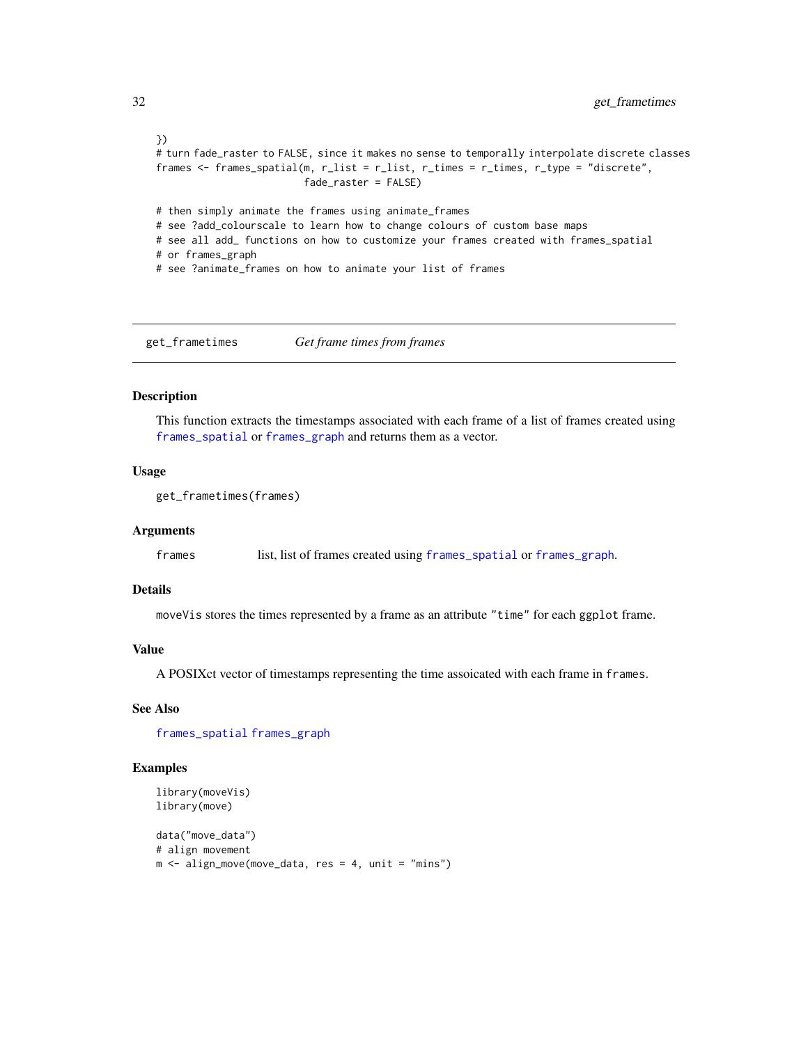```
})
# turn fade_raster to FALSE, since it makes no sense to temporally interpolate discrete classes
frames <- frames_spatial(m, r_list = r_list, r_times = r_times, r_type = "discrete",
                         fade_raster = FALSE)

# then simply animate the frames using animate_frames
# see ?add_colourscale to learn how to change colours of custom base maps
# see all add_ functions on how to customize your frames created with frames_spatial
# or frames_graph
# see ?animate_frames on how to animate your list of frames
```

---

## get_frametimes — *Get frame times from frames*

### Description

This function extracts the timestamps associated with each frame of a list of frames created using `frames_spatial` or `frames_graph` and returns them as a vector.

### Usage

```
get_frametimes(frames)
```

### Arguments

| | |
|---|---|
| `frames` | list, list of frames created using `frames_spatial` or `frames_graph`. |

### Details

`moveVis` stores the times represented by a frame as an attribute `"time"` for each `ggplot` frame.

### Value

A POSIXct vector of timestamps representing the time assoicated with each frame in `frames`.

### See Also

`frames_spatial` `frames_graph`

### Examples

```
library(moveVis)
library(move)

data("move_data")
# align movement
m <- align_move(move_data, res = 4, unit = "mins")
```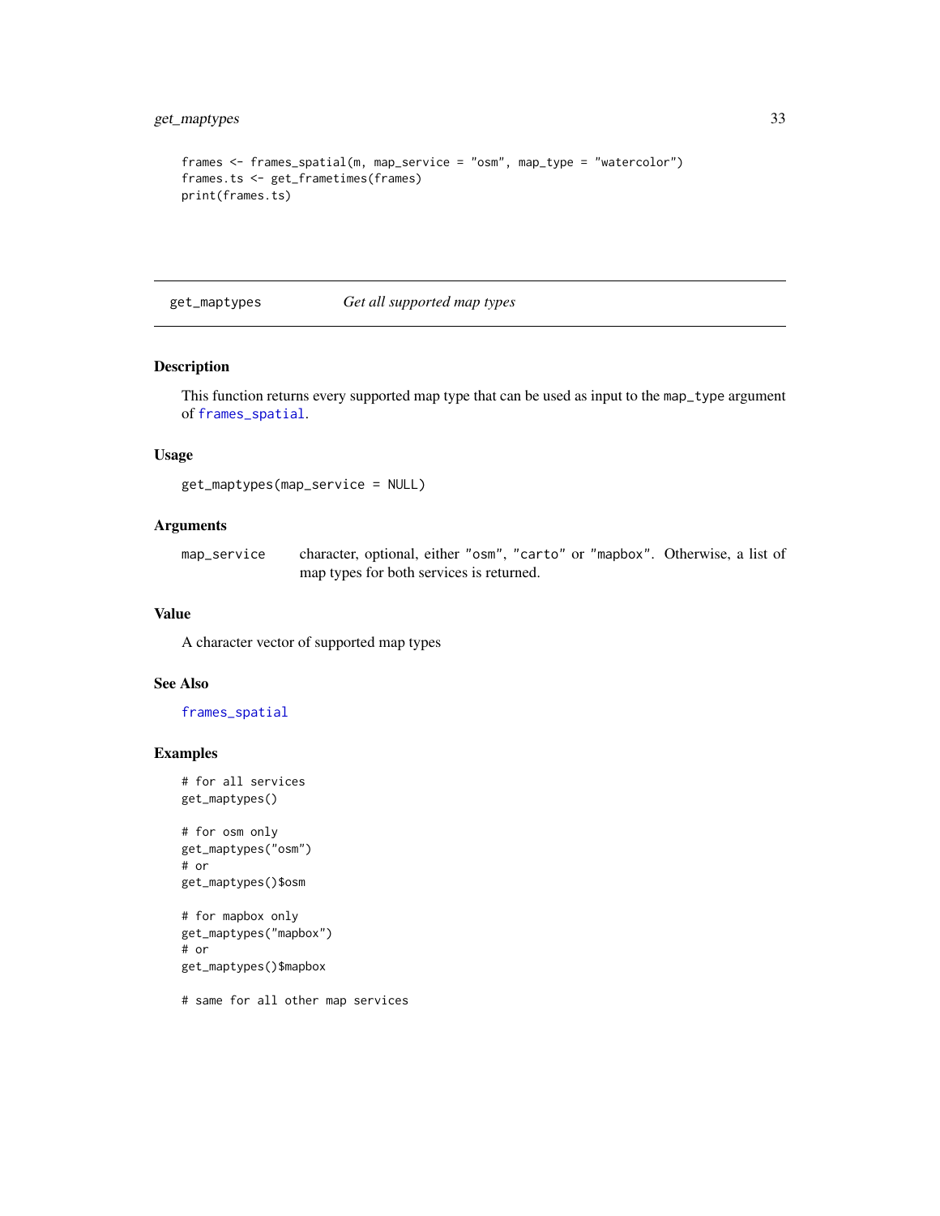```
frames <- frames_spatial(m, map_service = "osm", map_type = "watercolor")
frames.ts <- get_frametimes(frames)
print(frames.ts)
```

---

## get_maptypes *Get all supported map types*

### Description

This function returns every supported map type that can be used as input to the `map_type` argument of `frames_spatial`.

### Usage

```
get_maptypes(map_service = NULL)
```

### Arguments

| | |
|---|---|
| `map_service` | character, optional, either "osm", "carto" or "mapbox". Otherwise, a list of map types for both services is returned. |

### Value

A character vector of supported map types

### See Also

`frames_spatial`

### Examples

```
# for all services
get_maptypes()

# for osm only
get_maptypes("osm")
# or
get_maptypes()$osm

# for mapbox only
get_maptypes("mapbox")
# or
get_maptypes()$mapbox

# same for all other map services
```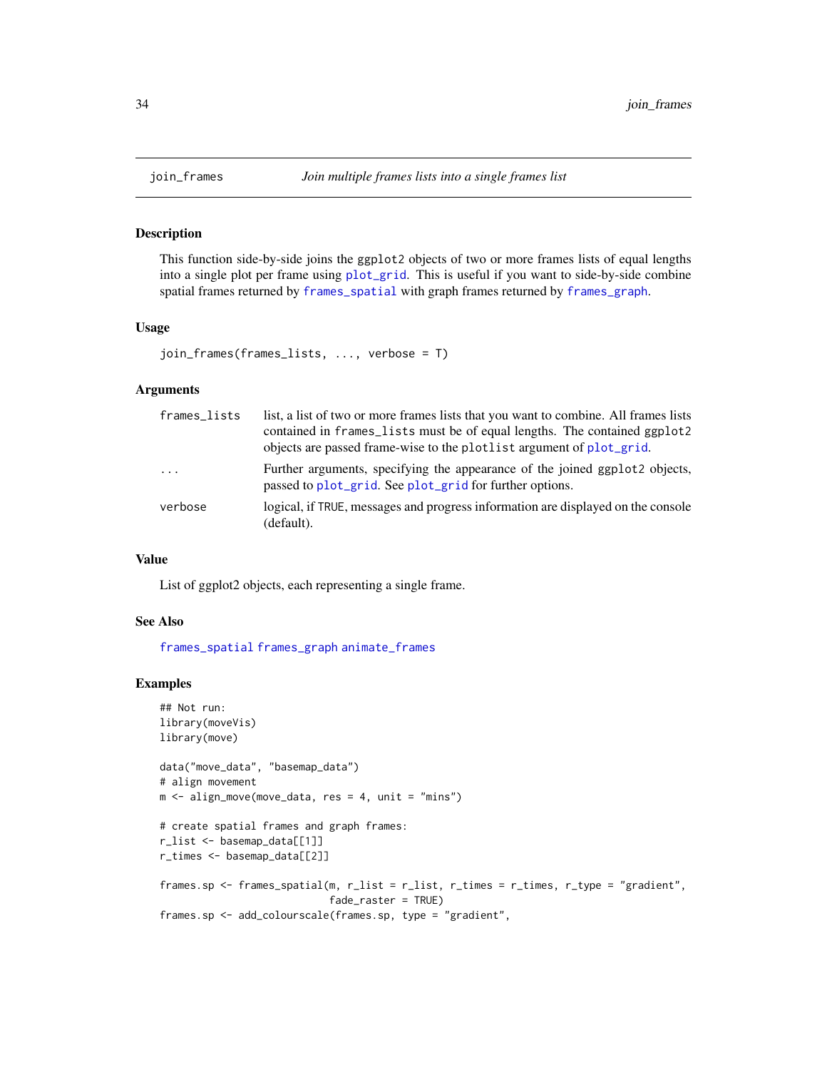## join_frames — *Join multiple frames lists into a single frames list*

### Description

This function side-by-side joins the ggplot2 objects of two or more frames lists of equal lengths into a single plot per frame using plot_grid. This is useful if you want to side-by-side combine spatial frames returned by frames_spatial with graph frames returned by frames_graph.

### Usage

```
join_frames(frames_lists, ..., verbose = T)
```

### Arguments

| | |
|---|---|
| frames_lists | list, a list of two or more frames lists that you want to combine. All frames lists contained in frames_lists must be of equal lengths. The contained ggplot2 objects are passed frame-wise to the plotlist argument of plot_grid. |
| ... | Further arguments, specifying the appearance of the joined ggplot2 objects, passed to plot_grid. See plot_grid for further options. |
| verbose | logical, if TRUE, messages and progress information are displayed on the console (default). |

### Value

List of ggplot2 objects, each representing a single frame.

### See Also

frames_spatial frames_graph animate_frames

### Examples

```
## Not run:
library(moveVis)
library(move)

data("move_data", "basemap_data")
# align movement
m <- align_move(move_data, res = 4, unit = "mins")

# create spatial frames and graph frames:
r_list <- basemap_data[[1]]
r_times <- basemap_data[[2]]

frames.sp <- frames_spatial(m, r_list = r_list, r_times = r_times, r_type = "gradient",
                            fade_raster = TRUE)
frames.sp <- add_colourscale(frames.sp, type = "gradient",
```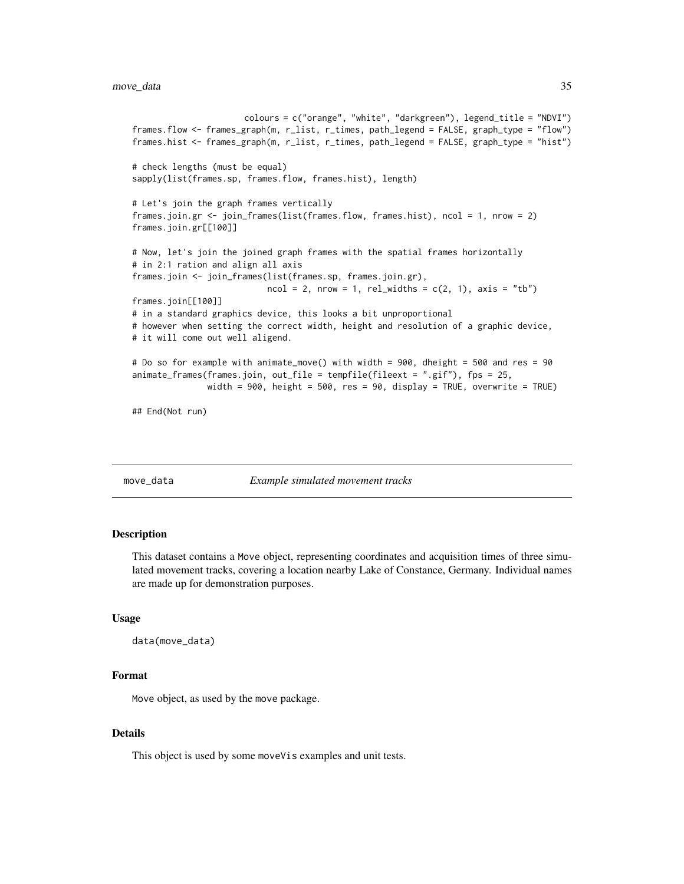```
                        colours = c("orange", "white", "darkgreen"), legend_title = "NDVI")
frames.flow <- frames_graph(m, r_list, r_times, path_legend = FALSE, graph_type = "flow")
frames.hist <- frames_graph(m, r_list, r_times, path_legend = FALSE, graph_type = "hist")

# check lengths (must be equal)
sapply(list(frames.sp, frames.flow, frames.hist), length)

# Let's join the graph frames vertically
frames.join.gr <- join_frames(list(frames.flow, frames.hist), ncol = 1, nrow = 2)
frames.join.gr[[100]]

# Now, let's join the joined graph frames with the spatial frames horizontally
# in 2:1 ration and align all axis
frames.join <- join_frames(list(frames.sp, frames.join.gr),
                           ncol = 2, nrow = 1, rel_widths = c(2, 1), axis = "tb")
frames.join[[100]]
# in a standard graphics device, this looks a bit unproportional
# however when setting the correct width, height and resolution of a graphic device,
# it will come out well aligend.

# Do so for example with animate_move() with width = 900, dheight = 500 and res = 90
animate_frames(frames.join, out_file = tempfile(fileext = ".gif"), fps = 25,
               width = 900, height = 500, res = 90, display = TRUE, overwrite = TRUE)

## End(Not run)
```

## move_data — *Example simulated movement tracks*

### Description

This dataset contains a Move object, representing coordinates and acquisition times of three simulated movement tracks, covering a location nearby Lake of Constance, Germany. Individual names are made up for demonstration purposes.

### Usage

```
data(move_data)
```

### Format

Move object, as used by the move package.

### Details

This object is used by some moveVis examples and unit tests.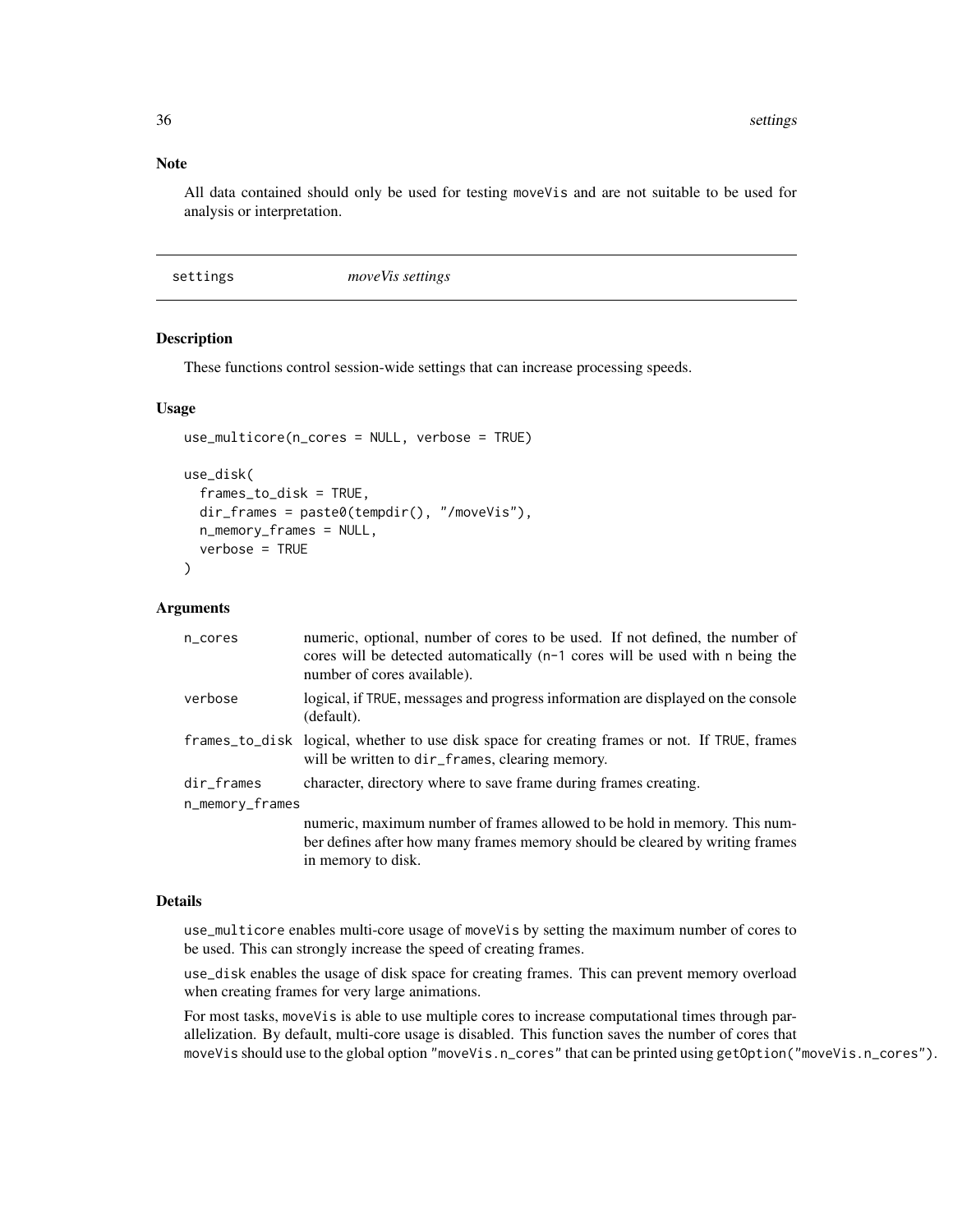## Note

All data contained should only be used for testing moveVis and are not suitable to be used for analysis or interpretation.

---

# settings — *moveVis settings*

---

## Description

These functions control session-wide settings that can increase processing speeds.

## Usage

```
use_multicore(n_cores = NULL, verbose = TRUE)

use_disk(
  frames_to_disk = TRUE,
  dir_frames = paste0(tempdir(), "/moveVis"),
  n_memory_frames = NULL,
  verbose = TRUE
)
```

## Arguments

| Argument | Description |
| --- | --- |
| n_cores | numeric, optional, number of cores to be used. If not defined, the number of cores will be detected automatically (n-1 cores will be used with n being the number of cores available). |
| verbose | logical, if TRUE, messages and progress information are displayed on the console (default). |
| frames_to_disk | logical, whether to use disk space for creating frames or not. If TRUE, frames will be written to dir_frames, clearing memory. |
| dir_frames | character, directory where to save frame during frames creating. |
| n_memory_frames | numeric, maximum number of frames allowed to be hold in memory. This number defines after how many frames memory should be cleared by writing frames in memory to disk. |

## Details

use_multicore enables multi-core usage of moveVis by setting the maximum number of cores to be used. This can strongly increase the speed of creating frames.

use_disk enables the usage of disk space for creating frames. This can prevent memory overload when creating frames for very large animations.

For most tasks, moveVis is able to use multiple cores to increase computational times through parallelization. By default, multi-core usage is disabled. This function saves the number of cores that moveVis should use to the global option "moveVis.n_cores" that can be printed using getOption("moveVis.n_cores").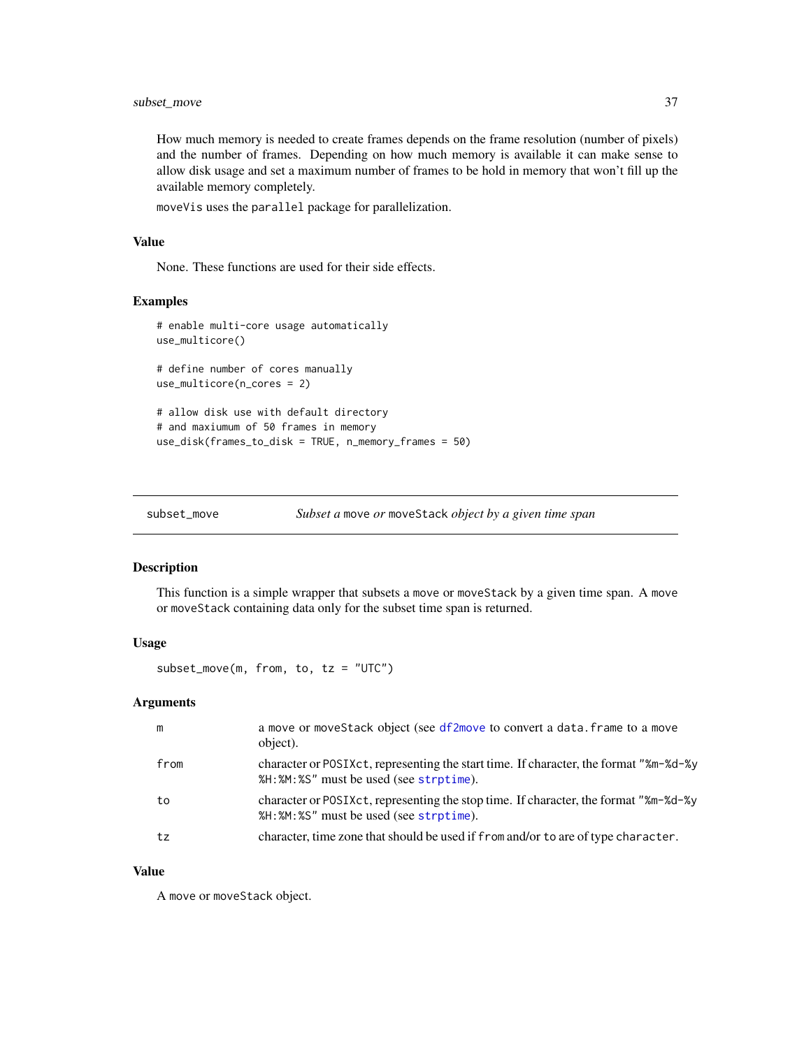How much memory is needed to create frames depends on the frame resolution (number of pixels) and the number of frames. Depending on how much memory is available it can make sense to allow disk usage and set a maximum number of frames to be hold in memory that won't fill up the available memory completely.

moveVis uses the parallel package for parallelization.

### Value

None. These functions are used for their side effects.

### Examples

```
# enable multi-core usage automatically
use_multicore()

# define number of cores manually
use_multicore(n_cores = 2)

# allow disk use with default directory
# and maxiumum of 50 frames in memory
use_disk(frames_to_disk = TRUE, n_memory_frames = 50)
```

---

## subset_move — *Subset a move or moveStack object by a given time span*

### Description

This function is a simple wrapper that subsets a move or moveStack by a given time span. A move or moveStack containing data only for the subset time span is returned.

### Usage

```
subset_move(m, from, to, tz = "UTC")
```

### Arguments

| | |
|---|---|
| m | a move or moveStack object (see df2move to convert a data.frame to a move object). |
| from | character or POSIXct, representing the start time. If character, the format "%m-%d-%y %H:%M:%S" must be used (see strptime). |
| to | character or POSIXct, representing the stop time. If character, the format "%m-%d-%y %H:%M:%S" must be used (see strptime). |
| tz | character, time zone that should be used if from and/or to are of type character. |

### Value

A move or moveStack object.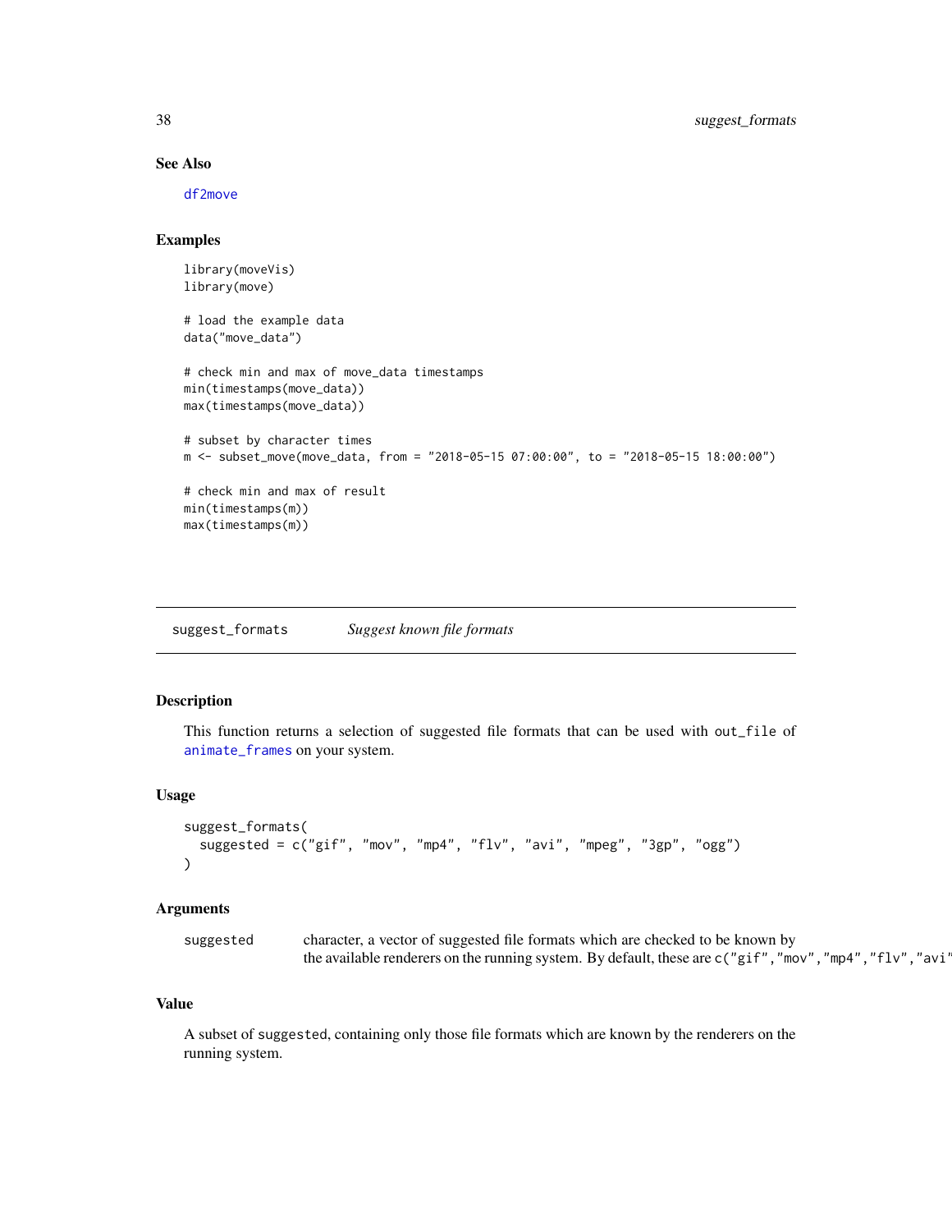### See Also

df2move

### Examples

```
library(moveVis)
library(move)

# load the example data
data("move_data")

# check min and max of move_data timestamps
min(timestamps(move_data))
max(timestamps(move_data))

# subset by character times
m <- subset_move(move_data, from = "2018-05-15 07:00:00", to = "2018-05-15 18:00:00")

# check min and max of result
min(timestamps(m))
max(timestamps(m))
```

---

## suggest_formats — *Suggest known file formats*

### Description

This function returns a selection of suggested file formats that can be used with out_file of animate_frames on your system.

### Usage

```
suggest_formats(
  suggested = c("gif", "mov", "mp4", "flv", "avi", "mpeg", "3gp", "ogg")
)
```

### Arguments

| | |
|---|---|
| suggested | character, a vector of suggested file formats which are checked to be known by the available renderers on the running system. By default, these are c("gif","mov","mp4","flv","avi" |

### Value

A subset of suggested, containing only those file formats which are known by the renderers on the running system.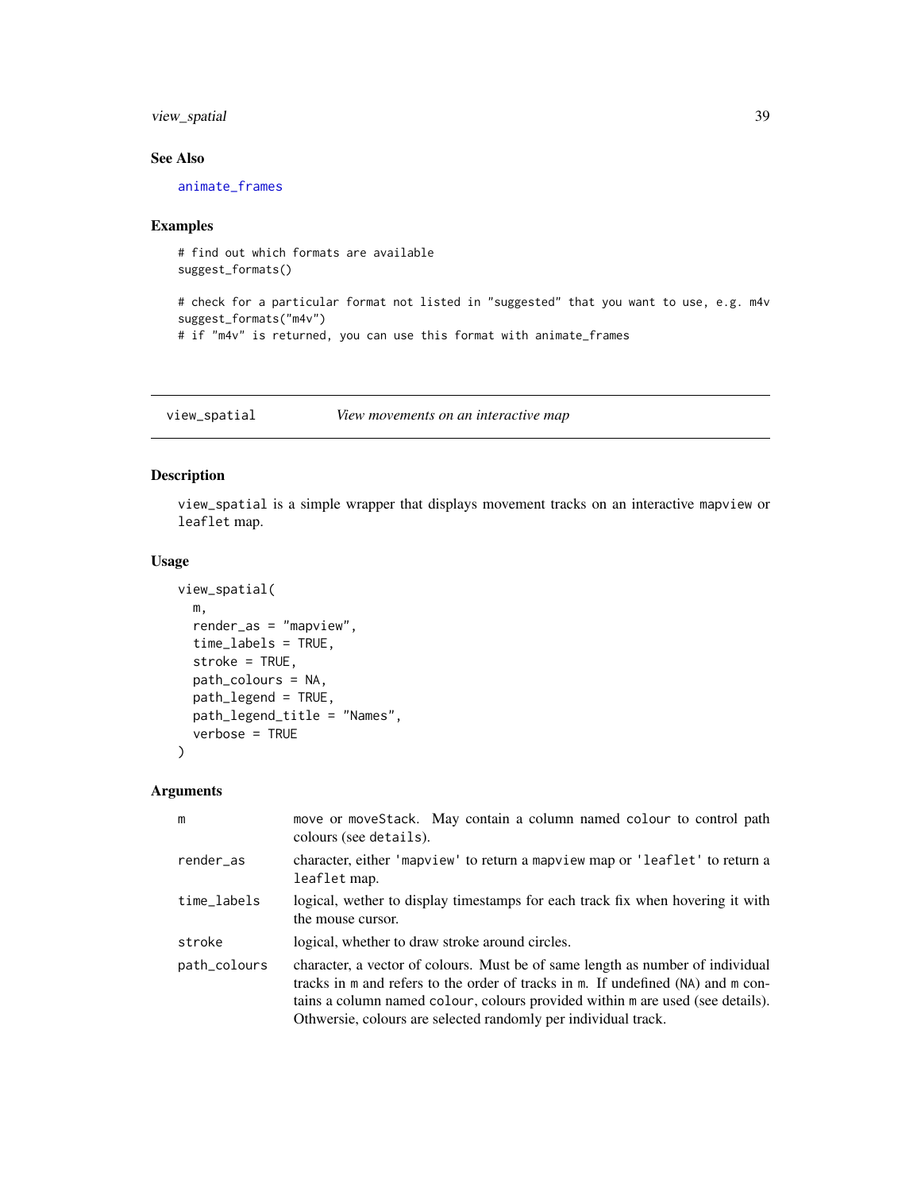## See Also

animate_frames

## Examples

```
# find out which formats are available
suggest_formats()

# check for a particular format not listed in "suggested" that you want to use, e.g. m4v
suggest_formats("m4v")
# if "m4v" is returned, you can use this format with animate_frames
```

---

# view_spatial — *View movements on an interactive map*

---

## Description

`view_spatial` is a simple wrapper that displays movement tracks on an interactive `mapview` or `leaflet` map.

## Usage

```
view_spatial(
  m,
  render_as = "mapview",
  time_labels = TRUE,
  stroke = TRUE,
  path_colours = NA,
  path_legend = TRUE,
  path_legend_title = "Names",
  verbose = TRUE
)
```

## Arguments

| | |
|---|---|
| `m` | `move` or `moveStack`. May contain a column named `colour` to control path colours (see `details`). |
| `render_as` | character, either `'mapview'` to return a `mapview` map or `'leaflet'` to return a `leaflet` map. |
| `time_labels` | logical, wether to display timestamps for each track fix when hovering it with the mouse cursor. |
| `stroke` | logical, whether to draw stroke around circles. |
| `path_colours` | character, a vector of colours. Must be of same length as number of individual tracks in `m` and refers to the order of tracks in `m`. If undefined (`NA`) and `m` contains a column named `colour`, colours provided within `m` are used (see details). Othwersie, colours are selected randomly per individual track. |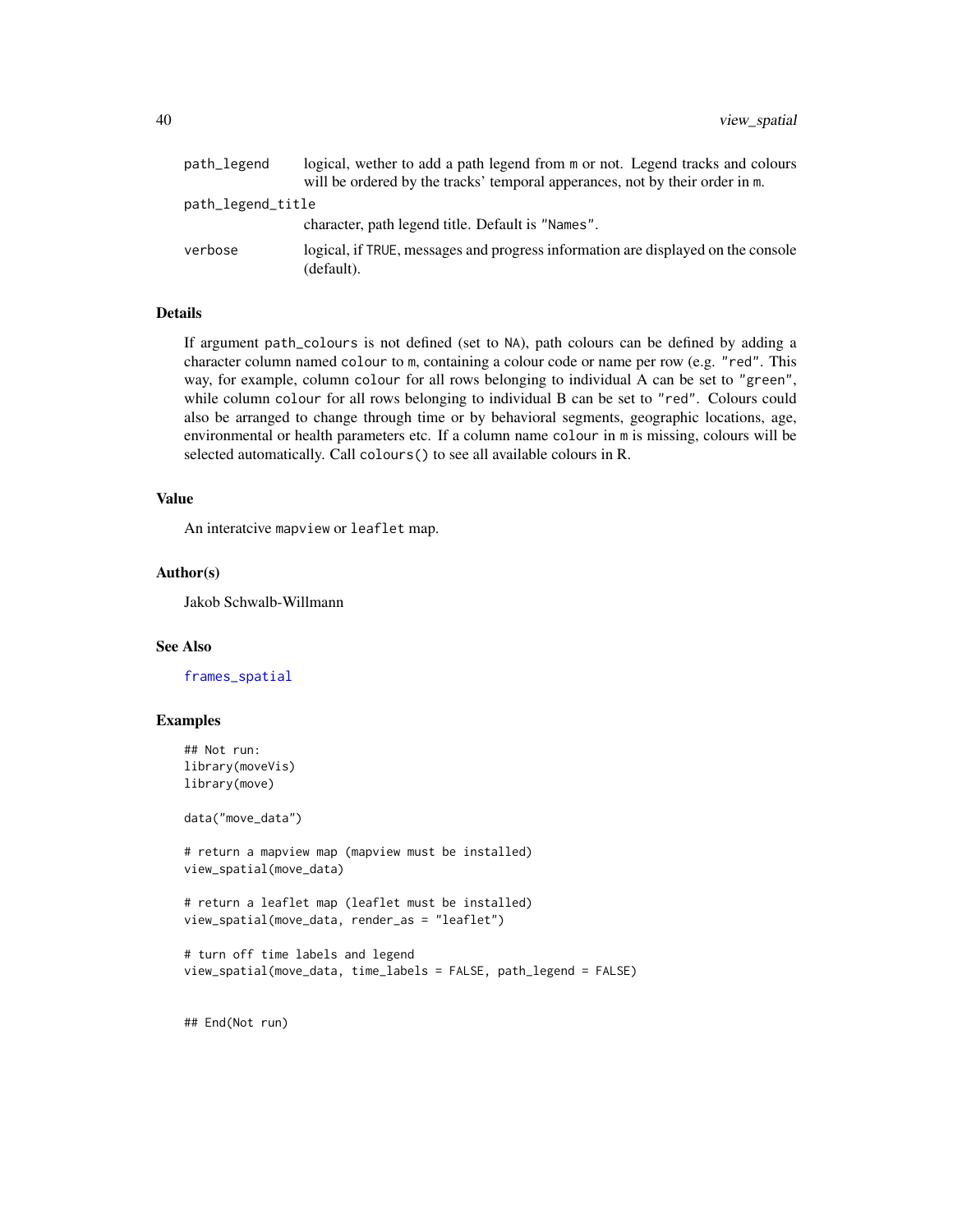| | |
|---|---|
| `path_legend` | logical, wether to add a path legend from `m` or not. Legend tracks and colours will be ordered by the tracks' temporal apperances, not by their order in `m`. |
| `path_legend_title` | character, path legend title. Default is `"Names"`. |
| `verbose` | logical, if `TRUE`, messages and progress information are displayed on the console (default). |

### Details

If argument `path_colours` is not defined (set to `NA`), path colours can be defined by adding a character column named `colour` to `m`, containing a colour code or name per row (e.g. `"red"`. This way, for example, column `colour` for all rows belonging to individual A can be set to `"green"`, while column `colour` for all rows belonging to individual B can be set to `"red"`. Colours could also be arranged to change through time or by behavioral segments, geographic locations, age, environmental or health parameters etc. If a column name `colour` in `m` is missing, colours will be selected automatically. Call `colours()` to see all available colours in R.

### Value

An interatcive `mapview` or `leaflet` map.

### Author(s)

Jakob Schwalb-Willmann

### See Also

`frames_spatial`

### Examples

```
## Not run:
library(moveVis)
library(move)

data("move_data")

# return a mapview map (mapview must be installed)
view_spatial(move_data)

# return a leaflet map (leaflet must be installed)
view_spatial(move_data, render_as = "leaflet")

# turn off time labels and legend
view_spatial(move_data, time_labels = FALSE, path_legend = FALSE)


## End(Not run)
```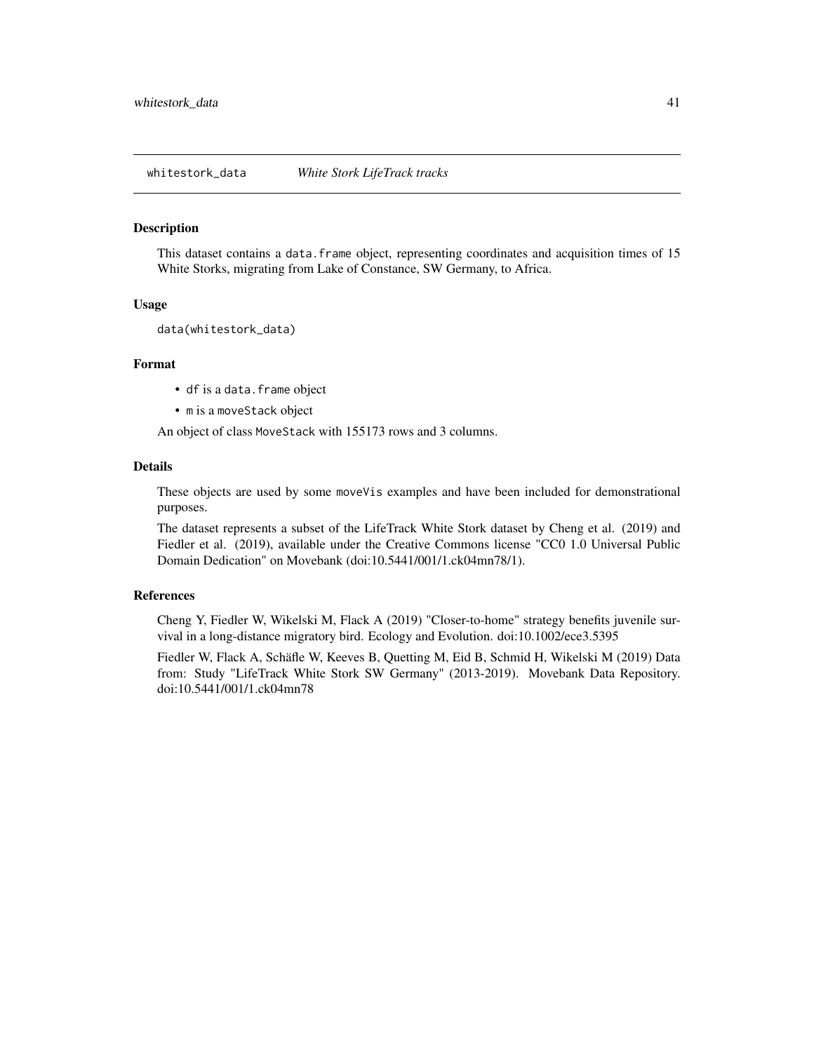# whitestork_data *White Stork LifeTrack tracks*

## Description

This dataset contains a `data.frame` object, representing coordinates and acquisition times of 15 White Storks, migrating from Lake of Constance, SW Germany, to Africa.

## Usage

```
data(whitestork_data)
```

## Format

- `df` is a `data.frame` object
- `m` is a `moveStack` object

An object of class `MoveStack` with 155173 rows and 3 columns.

## Details

These objects are used by some `moveVis` examples and have been included for demonstrational purposes.

The dataset represents a subset of the LifeTrack White Stork dataset by Cheng et al. (2019) and Fiedler et al. (2019), available under the Creative Commons license "CC0 1.0 Universal Public Domain Dedication" on Movebank (doi:10.5441/001/1.ck04mn78/1).

## References

Cheng Y, Fiedler W, Wikelski M, Flack A (2019) "Closer-to-home" strategy benefits juvenile survival in a long-distance migratory bird. Ecology and Evolution. doi:10.1002/ece3.5395

Fiedler W, Flack A, Schäfle W, Keeves B, Quetting M, Eid B, Schmid H, Wikelski M (2019) Data from: Study "LifeTrack White Stork SW Germany" (2013-2019). Movebank Data Repository. doi:10.5441/001/1.ck04mn78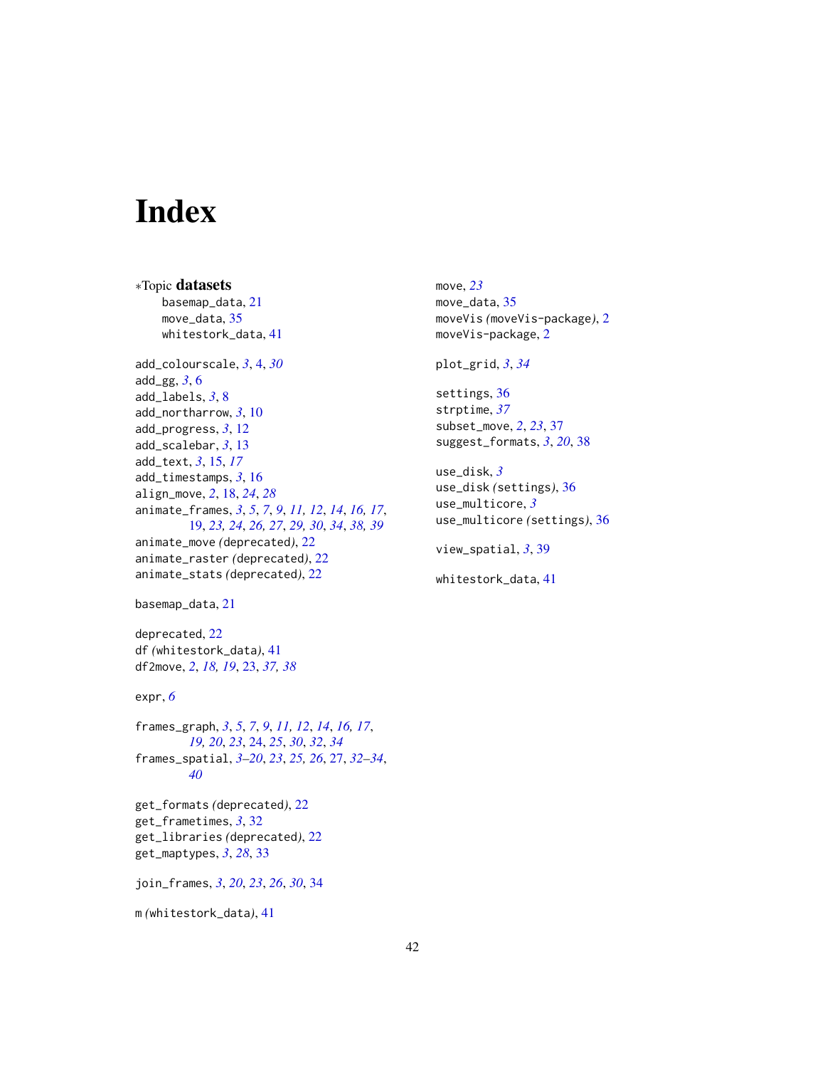# Index

∗Topic **datasets**

basemap_data, 21
move_data, 35
whitestork_data, 41

add_colourscale, *3*, 4, *30*
add_gg, *3*, 6
add_labels, *3*, 8
add_northarrow, *3*, 10
add_progress, *3*, 12
add_scalebar, *3*, 13
add_text, *3*, 15, *17*
add_timestamps, *3*, 16
align_move, *2*, 18, *24*, *28*
animate_frames, *3*, *5*, *7*, *9*, *11*, *12*, *14*, *16*, *17*, *19*, *23*, *24*, *26*, *27*, *29*, *30*, *34*, *38*, *39*
animate_move *(deprecated)*, 22
animate_raster *(deprecated)*, 22
animate_stats *(deprecated)*, 22

basemap_data, 21

deprecated, 22
df *(whitestork_data)*, 41
df2move, *2*, *18*, *19*, 23, *37*, *38*

expr, *6*

frames_graph, *3*, *5*, *7*, *9*, *11*, *12*, *14*, *16*, *17*, *19*, *20*, *23*, 24, *25*, *30*, *32*, *34*
frames_spatial, *3–20*, *23*, *25*, *26*, 27, *32–34*, *40*

get_formats *(deprecated)*, 22
get_frametimes, *3*, 32
get_libraries *(deprecated)*, 22
get_maptypes, *3*, *28*, 33

join_frames, *3*, *20*, *23*, *26*, *30*, 34

m *(whitestork_data)*, 41
move, *23*
move_data, 35
moveVis *(moveVis-package)*, 2
moveVis-package, 2

plot_grid, *3*, *34*

settings, 36
strptime, *37*
subset_move, *2*, *23*, 37
suggest_formats, *3*, *20*, 38

use_disk, *3*
use_disk *(settings)*, 36
use_multicore, *3*
use_multicore *(settings)*, 36

view_spatial, *3*, 39

whitestork_data, 41